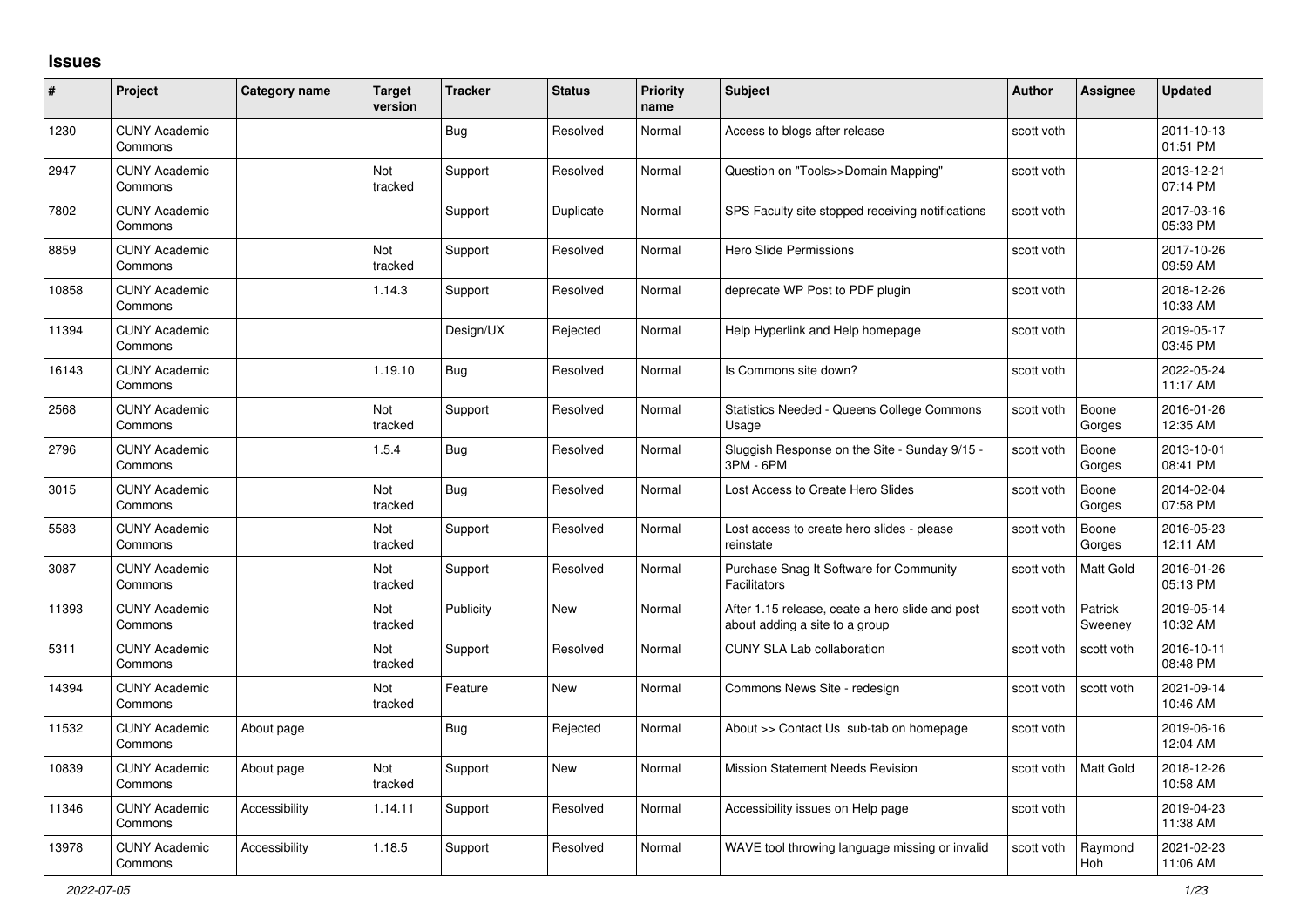# Issues

| # | Project | Category name | Target version | Tracker | Status | Priority name | Subject | Author | Assignee | Updated |
|---|---|---|---|---|---|---|---|---|---|---|
| 1230 | CUNY Academic Commons | | | Bug | Resolved | Normal | Access to blogs after release | scott voth | | 2011-10-13 01:51 PM |
| 2947 | CUNY Academic Commons | | Not tracked | Support | Resolved | Normal | Question on "Tools>>Domain Mapping" | scott voth | | 2013-12-21 07:14 PM |
| 7802 | CUNY Academic Commons | | | Support | Duplicate | Normal | SPS Faculty site stopped receiving notifications | scott voth | | 2017-03-16 05:33 PM |
| 8859 | CUNY Academic Commons | | Not tracked | Support | Resolved | Normal | Hero Slide Permissions | scott voth | | 2017-10-26 09:59 AM |
| 10858 | CUNY Academic Commons | | 1.14.3 | Support | Resolved | Normal | deprecate WP Post to PDF plugin | scott voth | | 2018-12-26 10:33 AM |
| 11394 | CUNY Academic Commons | | | Design/UX | Rejected | Normal | Help Hyperlink and Help homepage | scott voth | | 2019-05-17 03:45 PM |
| 16143 | CUNY Academic Commons | | 1.19.10 | Bug | Resolved | Normal | Is Commons site down? | scott voth | | 2022-05-24 11:17 AM |
| 2568 | CUNY Academic Commons | | Not tracked | Support | Resolved | Normal | Statistics Needed - Queens College Commons Usage | scott voth | Boone Gorges | 2016-01-26 12:35 AM |
| 2796 | CUNY Academic Commons | | 1.5.4 | Bug | Resolved | Normal | Sluggish Response on the Site - Sunday 9/15 - 3PM - 6PM | scott voth | Boone Gorges | 2013-10-01 08:41 PM |
| 3015 | CUNY Academic Commons | | Not tracked | Bug | Resolved | Normal | Lost Access to Create Hero Slides | scott voth | Boone Gorges | 2014-02-04 07:58 PM |
| 5583 | CUNY Academic Commons | | Not tracked | Support | Resolved | Normal | Lost access to create hero slides - please reinstate | scott voth | Boone Gorges | 2016-05-23 12:11 AM |
| 3087 | CUNY Academic Commons | | Not tracked | Support | Resolved | Normal | Purchase Snag It Software for Community Facilitators | scott voth | Matt Gold | 2016-01-26 05:13 PM |
| 11393 | CUNY Academic Commons | | Not tracked | Publicity | New | Normal | After 1.15 release, ceate a hero slide and post about adding a site to a group | scott voth | Patrick Sweeney | 2019-05-14 10:32 AM |
| 5311 | CUNY Academic Commons | | Not tracked | Support | Resolved | Normal | CUNY SLA Lab collaboration | scott voth | scott voth | 2016-10-11 08:48 PM |
| 14394 | CUNY Academic Commons | | Not tracked | Feature | New | Normal | Commons News Site - redesign | scott voth | scott voth | 2021-09-14 10:46 AM |
| 11532 | CUNY Academic Commons | About page | | Bug | Rejected | Normal | About >> Contact Us sub-tab on homepage | scott voth | | 2019-06-16 12:04 AM |
| 10839 | CUNY Academic Commons | About page | Not tracked | Support | New | Normal | Mission Statement Needs Revision | scott voth | Matt Gold | 2018-12-26 10:58 AM |
| 11346 | CUNY Academic Commons | Accessibility | 1.14.11 | Support | Resolved | Normal | Accessibility issues on Help page | scott voth | | 2019-04-23 11:38 AM |
| 13978 | CUNY Academic Commons | Accessibility | 1.18.5 | Support | Resolved | Normal | WAVE tool throwing language missing or invalid | scott voth | Raymond Hoh | 2021-02-23 11:06 AM |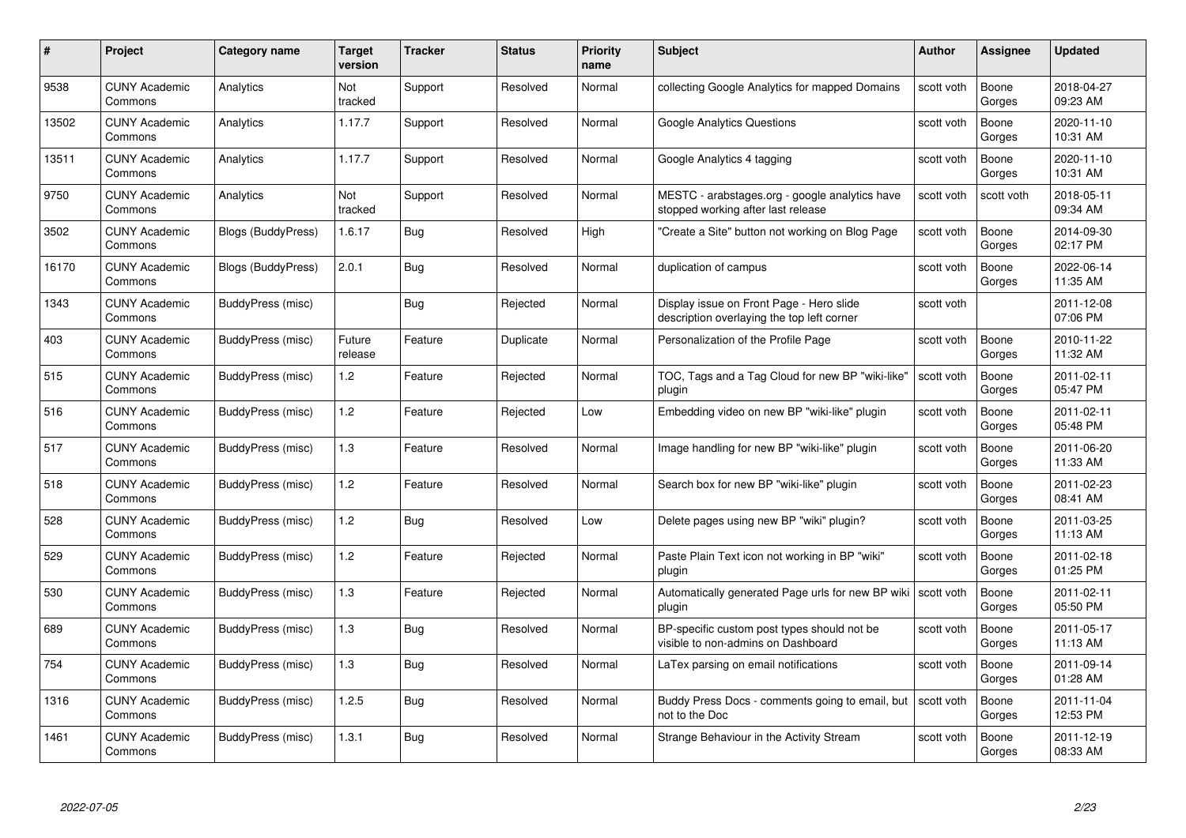| # | Project | Category name | Target version | Tracker | Status | Priority name | Subject | Author | Assignee | Updated |
|---|---|---|---|---|---|---|---|---|---|---|
| 9538 | CUNY Academic Commons | Analytics | Not tracked | Support | Resolved | Normal | collecting Google Analytics for mapped Domains | scott voth | Boone Gorges | 2018-04-27 09:23 AM |
| 13502 | CUNY Academic Commons | Analytics | 1.17.7 | Support | Resolved | Normal | Google Analytics Questions | scott voth | Boone Gorges | 2020-11-10 10:31 AM |
| 13511 | CUNY Academic Commons | Analytics | 1.17.7 | Support | Resolved | Normal | Google Analytics 4 tagging | scott voth | Boone Gorges | 2020-11-10 10:31 AM |
| 9750 | CUNY Academic Commons | Analytics | Not tracked | Support | Resolved | Normal | MESTC - arabstages.org - google analytics have stopped working after last release | scott voth | scott voth | 2018-05-11 09:34 AM |
| 3502 | CUNY Academic Commons | Blogs (BuddyPress) | 1.6.17 | Bug | Resolved | High | "Create a Site" button not working on Blog Page | scott voth | Boone Gorges | 2014-09-30 02:17 PM |
| 16170 | CUNY Academic Commons | Blogs (BuddyPress) | 2.0.1 | Bug | Resolved | Normal | duplication of campus | scott voth | Boone Gorges | 2022-06-14 11:35 AM |
| 1343 | CUNY Academic Commons | BuddyPress (misc) | | Bug | Rejected | Normal | Display issue on Front Page - Hero slide description overlaying the top left corner | scott voth | | 2011-12-08 07:06 PM |
| 403 | CUNY Academic Commons | BuddyPress (misc) | Future release | Feature | Duplicate | Normal | Personalization of the Profile Page | scott voth | Boone Gorges | 2010-11-22 11:32 AM |
| 515 | CUNY Academic Commons | BuddyPress (misc) | 1.2 | Feature | Rejected | Normal | TOC, Tags and a Tag Cloud for new BP "wiki-like" plugin | scott voth | Boone Gorges | 2011-02-11 05:47 PM |
| 516 | CUNY Academic Commons | BuddyPress (misc) | 1.2 | Feature | Rejected | Low | Embedding video on new BP "wiki-like" plugin | scott voth | Boone Gorges | 2011-02-11 05:48 PM |
| 517 | CUNY Academic Commons | BuddyPress (misc) | 1.3 | Feature | Resolved | Normal | Image handling for new BP "wiki-like" plugin | scott voth | Boone Gorges | 2011-06-20 11:33 AM |
| 518 | CUNY Academic Commons | BuddyPress (misc) | 1.2 | Feature | Resolved | Normal | Search box for new BP "wiki-like" plugin | scott voth | Boone Gorges | 2011-02-23 08:41 AM |
| 528 | CUNY Academic Commons | BuddyPress (misc) | 1.2 | Bug | Resolved | Low | Delete pages using new BP "wiki" plugin? | scott voth | Boone Gorges | 2011-03-25 11:13 AM |
| 529 | CUNY Academic Commons | BuddyPress (misc) | 1.2 | Feature | Rejected | Normal | Paste Plain Text icon not working in BP "wiki" plugin | scott voth | Boone Gorges | 2011-02-18 01:25 PM |
| 530 | CUNY Academic Commons | BuddyPress (misc) | 1.3 | Feature | Rejected | Normal | Automatically generated Page urls for new BP wiki plugin | scott voth | Boone Gorges | 2011-02-11 05:50 PM |
| 689 | CUNY Academic Commons | BuddyPress (misc) | 1.3 | Bug | Resolved | Normal | BP-specific custom post types should not be visible to non-admins on Dashboard | scott voth | Boone Gorges | 2011-05-17 11:13 AM |
| 754 | CUNY Academic Commons | BuddyPress (misc) | 1.3 | Bug | Resolved | Normal | LaTex parsing on email notifications | scott voth | Boone Gorges | 2011-09-14 01:28 AM |
| 1316 | CUNY Academic Commons | BuddyPress (misc) | 1.2.5 | Bug | Resolved | Normal | Buddy Press Docs - comments going to email, but not to the Doc | scott voth | Boone Gorges | 2011-11-04 12:53 PM |
| 1461 | CUNY Academic Commons | BuddyPress (misc) | 1.3.1 | Bug | Resolved | Normal | Strange Behaviour in the Activity Stream | scott voth | Boone Gorges | 2011-12-19 08:33 AM |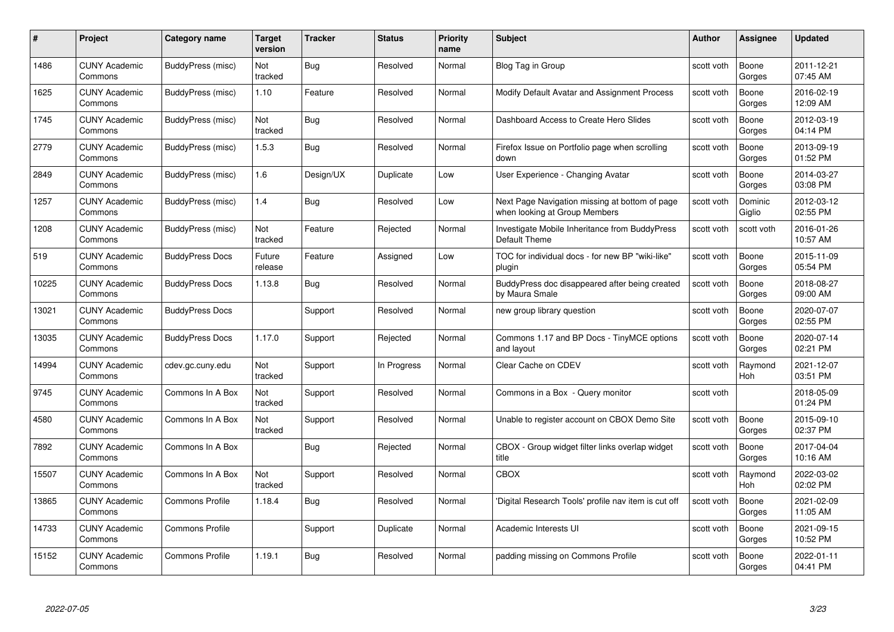| # | Project | Category name | Target version | Tracker | Status | Priority name | Subject | Author | Assignee | Updated |
|---|---|---|---|---|---|---|---|---|---|---|
| 1486 | CUNY Academic Commons | BuddyPress (misc) | Not tracked | Bug | Resolved | Normal | Blog Tag in Group | scott voth | Boone Gorges | 2011-12-21 07:45 AM |
| 1625 | CUNY Academic Commons | BuddyPress (misc) | 1.10 | Feature | Resolved | Normal | Modify Default Avatar and Assignment Process | scott voth | Boone Gorges | 2016-02-19 12:09 AM |
| 1745 | CUNY Academic Commons | BuddyPress (misc) | Not tracked | Bug | Resolved | Normal | Dashboard Access to Create Hero Slides | scott voth | Boone Gorges | 2012-03-19 04:14 PM |
| 2779 | CUNY Academic Commons | BuddyPress (misc) | 1.5.3 | Bug | Resolved | Normal | Firefox Issue on Portfolio page when scrolling down | scott voth | Boone Gorges | 2013-09-19 01:52 PM |
| 2849 | CUNY Academic Commons | BuddyPress (misc) | 1.6 | Design/UX | Duplicate | Low | User Experience - Changing Avatar | scott voth | Boone Gorges | 2014-03-27 03:08 PM |
| 1257 | CUNY Academic Commons | BuddyPress (misc) | 1.4 | Bug | Resolved | Low | Next Page Navigation missing at bottom of page when looking at Group Members | scott voth | Dominic Giglio | 2012-03-12 02:55 PM |
| 1208 | CUNY Academic Commons | BuddyPress (misc) | Not tracked | Feature | Rejected | Normal | Investigate Mobile Inheritance from BuddyPress Default Theme | scott voth | scott voth | 2016-01-26 10:57 AM |
| 519 | CUNY Academic Commons | BuddyPress Docs | Future release | Feature | Assigned | Low | TOC for individual docs - for new BP "wiki-like" plugin | scott voth | Boone Gorges | 2015-11-09 05:54 PM |
| 10225 | CUNY Academic Commons | BuddyPress Docs | 1.13.8 | Bug | Resolved | Normal | BuddyPress doc disappeared after being created by Maura Smale | scott voth | Boone Gorges | 2018-08-27 09:00 AM |
| 13021 | CUNY Academic Commons | BuddyPress Docs | | Support | Resolved | Normal | new group library question | scott voth | Boone Gorges | 2020-07-07 02:55 PM |
| 13035 | CUNY Academic Commons | BuddyPress Docs | 1.17.0 | Support | Rejected | Normal | Commons 1.17 and BP Docs - TinyMCE options and layout | scott voth | Boone Gorges | 2020-07-14 02:21 PM |
| 14994 | CUNY Academic Commons | cdev.gc.cuny.edu | Not tracked | Support | In Progress | Normal | Clear Cache on CDEV | scott voth | Raymond Hoh | 2021-12-07 03:51 PM |
| 9745 | CUNY Academic Commons | Commons In A Box | Not tracked | Support | Resolved | Normal | Commons in a Box - Query monitor | scott voth | | 2018-05-09 01:24 PM |
| 4580 | CUNY Academic Commons | Commons In A Box | Not tracked | Support | Resolved | Normal | Unable to register account on CBOX Demo Site | scott voth | Boone Gorges | 2015-09-10 02:37 PM |
| 7892 | CUNY Academic Commons | Commons In A Box | | Bug | Rejected | Normal | CBOX - Group widget filter links overlap widget title | scott voth | Boone Gorges | 2017-04-04 10:16 AM |
| 15507 | CUNY Academic Commons | Commons In A Box | Not tracked | Support | Resolved | Normal | CBOX | scott voth | Raymond Hoh | 2022-03-02 02:02 PM |
| 13865 | CUNY Academic Commons | Commons Profile | 1.18.4 | Bug | Resolved | Normal | 'Digital Research Tools' profile nav item is cut off | scott voth | Boone Gorges | 2021-02-09 11:05 AM |
| 14733 | CUNY Academic Commons | Commons Profile | | Support | Duplicate | Normal | Academic Interests UI | scott voth | Boone Gorges | 2021-09-15 10:52 PM |
| 15152 | CUNY Academic Commons | Commons Profile | 1.19.1 | Bug | Resolved | Normal | padding missing on Commons Profile | scott voth | Boone Gorges | 2022-01-11 04:41 PM |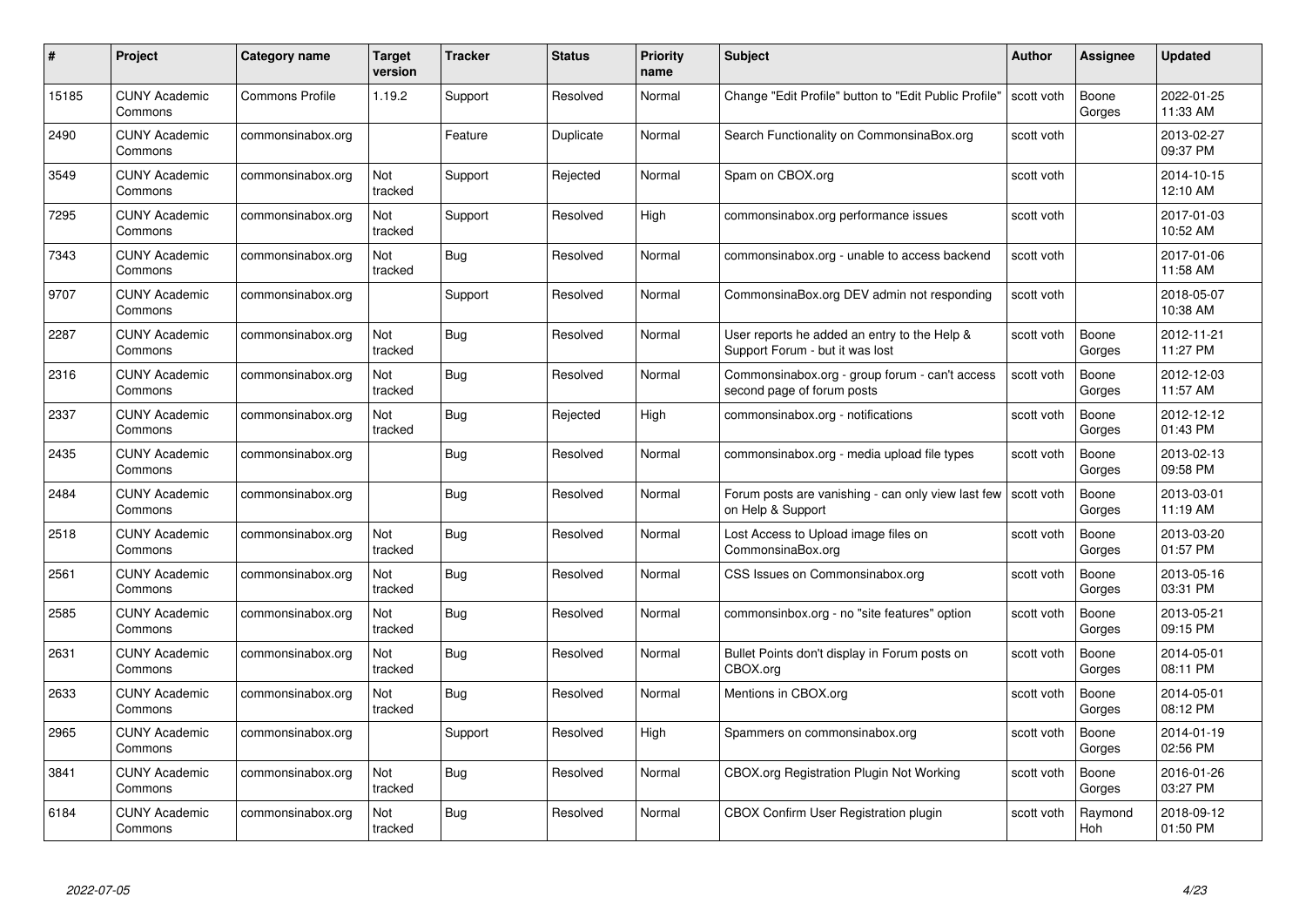| # | Project | Category name | Target version | Tracker | Status | Priority name | Subject | Author | Assignee | Updated |
|---|---|---|---|---|---|---|---|---|---|---|
| 15185 | CUNY Academic Commons | Commons Profile | 1.19.2 | Support | Resolved | Normal | Change "Edit Profile" button to "Edit Public Profile" | scott voth | Boone Gorges | 2022-01-25 11:33 AM |
| 2490 | CUNY Academic Commons | commonsinabox.org | | Feature | Duplicate | Normal | Search Functionality on CommonsinaBox.org | scott voth | | 2013-02-27 09:37 PM |
| 3549 | CUNY Academic Commons | commonsinabox.org | Not tracked | Support | Rejected | Normal | Spam on CBOX.org | scott voth | | 2014-10-15 12:10 AM |
| 7295 | CUNY Academic Commons | commonsinabox.org | Not tracked | Support | Resolved | High | commonsinabox.org performance issues | scott voth | | 2017-01-03 10:52 AM |
| 7343 | CUNY Academic Commons | commonsinabox.org | Not tracked | Bug | Resolved | Normal | commonsinabox.org - unable to access backend | scott voth | | 2017-01-06 11:58 AM |
| 9707 | CUNY Academic Commons | commonsinabox.org | | Support | Resolved | Normal | CommonsinaBox.org DEV admin not responding | scott voth | | 2018-05-07 10:38 AM |
| 2287 | CUNY Academic Commons | commonsinabox.org | Not tracked | Bug | Resolved | Normal | User reports he added an entry to the Help & Support Forum - but it was lost | scott voth | Boone Gorges | 2012-11-21 11:27 PM |
| 2316 | CUNY Academic Commons | commonsinabox.org | Not tracked | Bug | Resolved | Normal | Commonsinabox.org - group forum - can't access second page of forum posts | scott voth | Boone Gorges | 2012-12-03 11:57 AM |
| 2337 | CUNY Academic Commons | commonsinabox.org | Not tracked | Bug | Rejected | High | commonsinabox.org - notifications | scott voth | Boone Gorges | 2012-12-12 01:43 PM |
| 2435 | CUNY Academic Commons | commonsinabox.org | | Bug | Resolved | Normal | commonsinabox.org - media upload file types | scott voth | Boone Gorges | 2013-02-13 09:58 PM |
| 2484 | CUNY Academic Commons | commonsinabox.org | | Bug | Resolved | Normal | Forum posts are vanishing - can only view last few on Help & Support | scott voth | Boone Gorges | 2013-03-01 11:19 AM |
| 2518 | CUNY Academic Commons | commonsinabox.org | Not tracked | Bug | Resolved | Normal | Lost Access to Upload image files on CommonsinaBox.org | scott voth | Boone Gorges | 2013-03-20 01:57 PM |
| 2561 | CUNY Academic Commons | commonsinabox.org | Not tracked | Bug | Resolved | Normal | CSS Issues on Commonsinabox.org | scott voth | Boone Gorges | 2013-05-16 03:31 PM |
| 2585 | CUNY Academic Commons | commonsinabox.org | Not tracked | Bug | Resolved | Normal | commonsinbox.org - no "site features" option | scott voth | Boone Gorges | 2013-05-21 09:15 PM |
| 2631 | CUNY Academic Commons | commonsinabox.org | Not tracked | Bug | Resolved | Normal | Bullet Points don't display in Forum posts on CBOX.org | scott voth | Boone Gorges | 2014-05-01 08:11 PM |
| 2633 | CUNY Academic Commons | commonsinabox.org | Not tracked | Bug | Resolved | Normal | Mentions in CBOX.org | scott voth | Boone Gorges | 2014-05-01 08:12 PM |
| 2965 | CUNY Academic Commons | commonsinabox.org | | Support | Resolved | High | Spammers on commonsinabox.org | scott voth | Boone Gorges | 2014-01-19 02:56 PM |
| 3841 | CUNY Academic Commons | commonsinabox.org | Not tracked | Bug | Resolved | Normal | CBOX.org Registration Plugin Not Working | scott voth | Boone Gorges | 2016-01-26 03:27 PM |
| 6184 | CUNY Academic Commons | commonsinabox.org | Not tracked | Bug | Resolved | Normal | CBOX Confirm User Registration plugin | scott voth | Raymond Hoh | 2018-09-12 01:50 PM |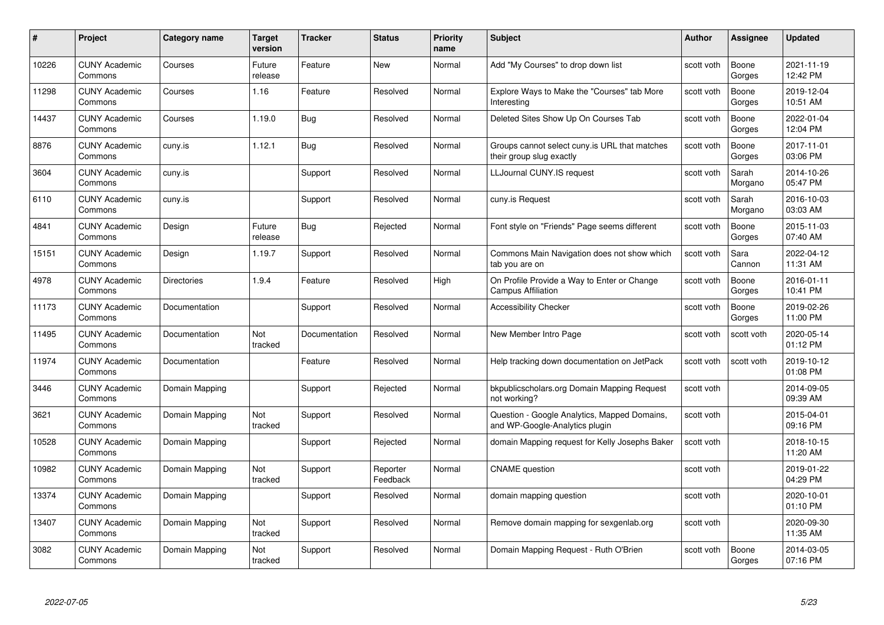| # | Project | Category name | Target version | Tracker | Status | Priority name | Subject | Author | Assignee | Updated |
|---|---|---|---|---|---|---|---|---|---|---|
| 10226 | CUNY Academic Commons | Courses | Future release | Feature | New | Normal | Add "My Courses" to drop down list | scott voth | Boone Gorges | 2021-11-19 12:42 PM |
| 11298 | CUNY Academic Commons | Courses | 1.16 | Feature | Resolved | Normal | Explore Ways to Make the "Courses" tab More Interesting | scott voth | Boone Gorges | 2019-12-04 10:51 AM |
| 14437 | CUNY Academic Commons | Courses | 1.19.0 | Bug | Resolved | Normal | Deleted Sites Show Up On Courses Tab | scott voth | Boone Gorges | 2022-01-04 12:04 PM |
| 8876 | CUNY Academic Commons | cuny.is | 1.12.1 | Bug | Resolved | Normal | Groups cannot select cuny.is URL that matches their group slug exactly | scott voth | Boone Gorges | 2017-11-01 03:06 PM |
| 3604 | CUNY Academic Commons | cuny.is | | Support | Resolved | Normal | LLJournal CUNY.IS request | scott voth | Sarah Morgano | 2014-10-26 05:47 PM |
| 6110 | CUNY Academic Commons | cuny.is | | Support | Resolved | Normal | cuny.is Request | scott voth | Sarah Morgano | 2016-10-03 03:03 AM |
| 4841 | CUNY Academic Commons | Design | Future release | Bug | Rejected | Normal | Font style on "Friends" Page seems different | scott voth | Boone Gorges | 2015-11-03 07:40 AM |
| 15151 | CUNY Academic Commons | Design | 1.19.7 | Support | Resolved | Normal | Commons Main Navigation does not show which tab you are on | scott voth | Sara Cannon | 2022-04-12 11:31 AM |
| 4978 | CUNY Academic Commons | Directories | 1.9.4 | Feature | Resolved | High | On Profile Provide a Way to Enter or Change Campus Affiliation | scott voth | Boone Gorges | 2016-01-11 10:41 PM |
| 11173 | CUNY Academic Commons | Documentation | | Support | Resolved | Normal | Accessibility Checker | scott voth | Boone Gorges | 2019-02-26 11:00 PM |
| 11495 | CUNY Academic Commons | Documentation | Not tracked | Documentation | Resolved | Normal | New Member Intro Page | scott voth | scott voth | 2020-05-14 01:12 PM |
| 11974 | CUNY Academic Commons | Documentation | | Feature | Resolved | Normal | Help tracking down documentation on JetPack | scott voth | scott voth | 2019-10-12 01:08 PM |
| 3446 | CUNY Academic Commons | Domain Mapping | | Support | Rejected | Normal | bkpublicscholars.org Domain Mapping Request not working? | scott voth | | 2014-09-05 09:39 AM |
| 3621 | CUNY Academic Commons | Domain Mapping | Not tracked | Support | Resolved | Normal | Question - Google Analytics, Mapped Domains, and WP-Google-Analytics plugin | scott voth | | 2015-04-01 09:16 PM |
| 10528 | CUNY Academic Commons | Domain Mapping | | Support | Rejected | Normal | domain Mapping request for Kelly Josephs Baker | scott voth | | 2018-10-15 11:20 AM |
| 10982 | CUNY Academic Commons | Domain Mapping | Not tracked | Support | Reporter Feedback | Normal | CNAME question | scott voth | | 2019-01-22 04:29 PM |
| 13374 | CUNY Academic Commons | Domain Mapping | | Support | Resolved | Normal | domain mapping question | scott voth | | 2020-10-01 01:10 PM |
| 13407 | CUNY Academic Commons | Domain Mapping | Not tracked | Support | Resolved | Normal | Remove domain mapping for sexgenlab.org | scott voth | | 2020-09-30 11:35 AM |
| 3082 | CUNY Academic Commons | Domain Mapping | Not tracked | Support | Resolved | Normal | Domain Mapping Request - Ruth O'Brien | scott voth | Boone Gorges | 2014-03-05 07:16 PM |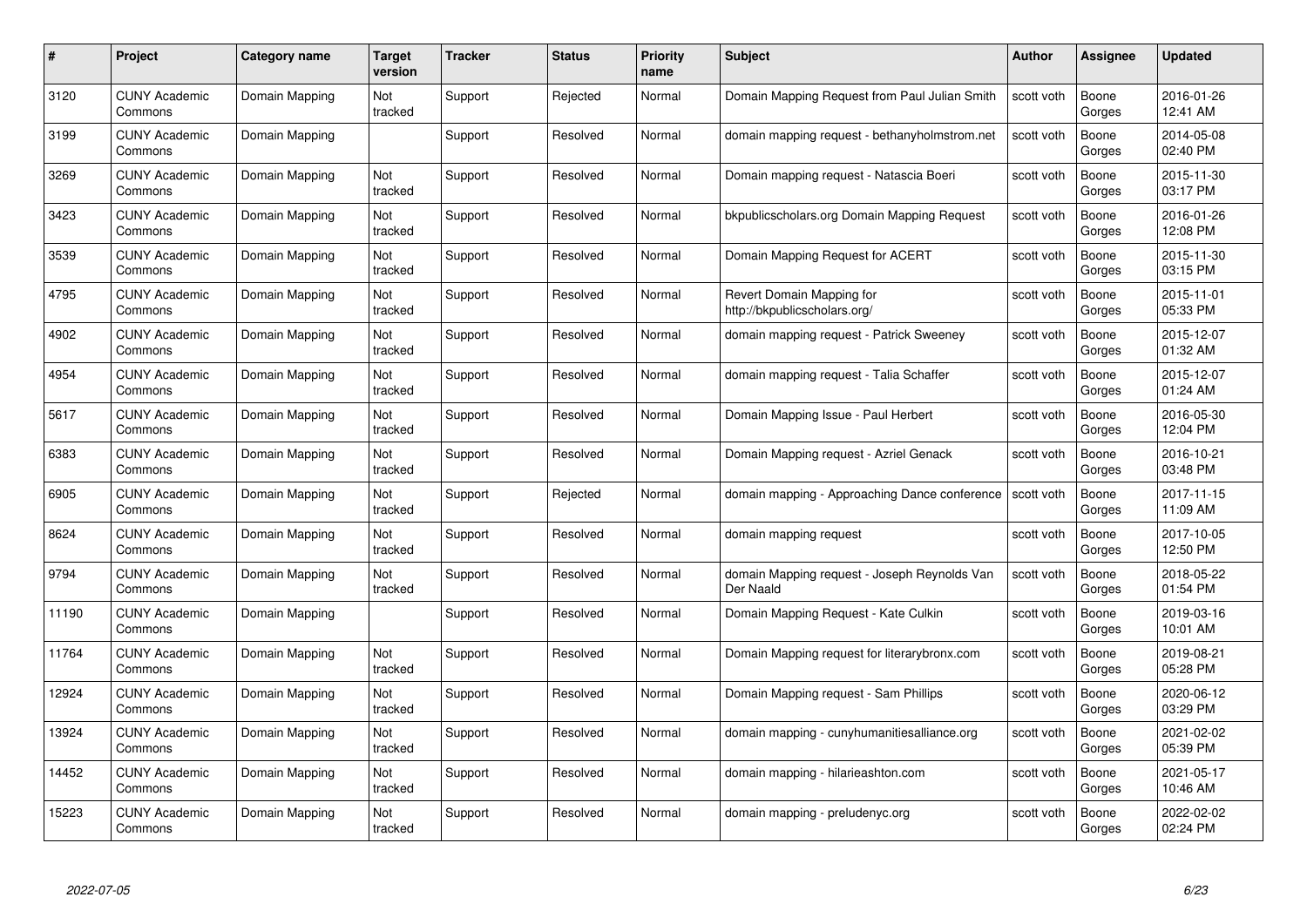| # | Project | Category name | Target version | Tracker | Status | Priority name | Subject | Author | Assignee | Updated |
| --- | --- | --- | --- | --- | --- | --- | --- | --- | --- | --- |
| 3120 | CUNY Academic Commons | Domain Mapping | Not tracked | Support | Rejected | Normal | Domain Mapping Request from Paul Julian Smith | scott voth | Boone Gorges | 2016-01-26 12:41 AM |
| 3199 | CUNY Academic Commons | Domain Mapping | | Support | Resolved | Normal | domain mapping request - bethanyholmstrom.net | scott voth | Boone Gorges | 2014-05-08 02:40 PM |
| 3269 | CUNY Academic Commons | Domain Mapping | Not tracked | Support | Resolved | Normal | Domain mapping request - Natascia Boeri | scott voth | Boone Gorges | 2015-11-30 03:17 PM |
| 3423 | CUNY Academic Commons | Domain Mapping | Not tracked | Support | Resolved | Normal | bkpublicscholars.org Domain Mapping Request | scott voth | Boone Gorges | 2016-01-26 12:08 PM |
| 3539 | CUNY Academic Commons | Domain Mapping | Not tracked | Support | Resolved | Normal | Domain Mapping Request for ACERT | scott voth | Boone Gorges | 2015-11-30 03:15 PM |
| 4795 | CUNY Academic Commons | Domain Mapping | Not tracked | Support | Resolved | Normal | Revert Domain Mapping for http://bkpublicscholars.org/ | scott voth | Boone Gorges | 2015-11-01 05:33 PM |
| 4902 | CUNY Academic Commons | Domain Mapping | Not tracked | Support | Resolved | Normal | domain mapping request - Patrick Sweeney | scott voth | Boone Gorges | 2015-12-07 01:32 AM |
| 4954 | CUNY Academic Commons | Domain Mapping | Not tracked | Support | Resolved | Normal | domain mapping request - Talia Schaffer | scott voth | Boone Gorges | 2015-12-07 01:24 AM |
| 5617 | CUNY Academic Commons | Domain Mapping | Not tracked | Support | Resolved | Normal | Domain Mapping Issue - Paul Herbert | scott voth | Boone Gorges | 2016-05-30 12:04 PM |
| 6383 | CUNY Academic Commons | Domain Mapping | Not tracked | Support | Resolved | Normal | Domain Mapping request - Azriel Genack | scott voth | Boone Gorges | 2016-10-21 03:48 PM |
| 6905 | CUNY Academic Commons | Domain Mapping | Not tracked | Support | Rejected | Normal | domain mapping - Approaching Dance conference | scott voth | Boone Gorges | 2017-11-15 11:09 AM |
| 8624 | CUNY Academic Commons | Domain Mapping | Not tracked | Support | Resolved | Normal | domain mapping request | scott voth | Boone Gorges | 2017-10-05 12:50 PM |
| 9794 | CUNY Academic Commons | Domain Mapping | Not tracked | Support | Resolved | Normal | domain Mapping request - Joseph Reynolds Van Der Naald | scott voth | Boone Gorges | 2018-05-22 01:54 PM |
| 11190 | CUNY Academic Commons | Domain Mapping | | Support | Resolved | Normal | Domain Mapping Request - Kate Culkin | scott voth | Boone Gorges | 2019-03-16 10:01 AM |
| 11764 | CUNY Academic Commons | Domain Mapping | Not tracked | Support | Resolved | Normal | Domain Mapping request for literarybronx.com | scott voth | Boone Gorges | 2019-08-21 05:28 PM |
| 12924 | CUNY Academic Commons | Domain Mapping | Not tracked | Support | Resolved | Normal | Domain Mapping request - Sam Phillips | scott voth | Boone Gorges | 2020-06-12 03:29 PM |
| 13924 | CUNY Academic Commons | Domain Mapping | Not tracked | Support | Resolved | Normal | domain mapping - cunyhumanitiesalliance.org | scott voth | Boone Gorges | 2021-02-02 05:39 PM |
| 14452 | CUNY Academic Commons | Domain Mapping | Not tracked | Support | Resolved | Normal | domain mapping - hilarieashton.com | scott voth | Boone Gorges | 2021-05-17 10:46 AM |
| 15223 | CUNY Academic Commons | Domain Mapping | Not tracked | Support | Resolved | Normal | domain mapping - preludenyc.org | scott voth | Boone Gorges | 2022-02-02 02:24 PM |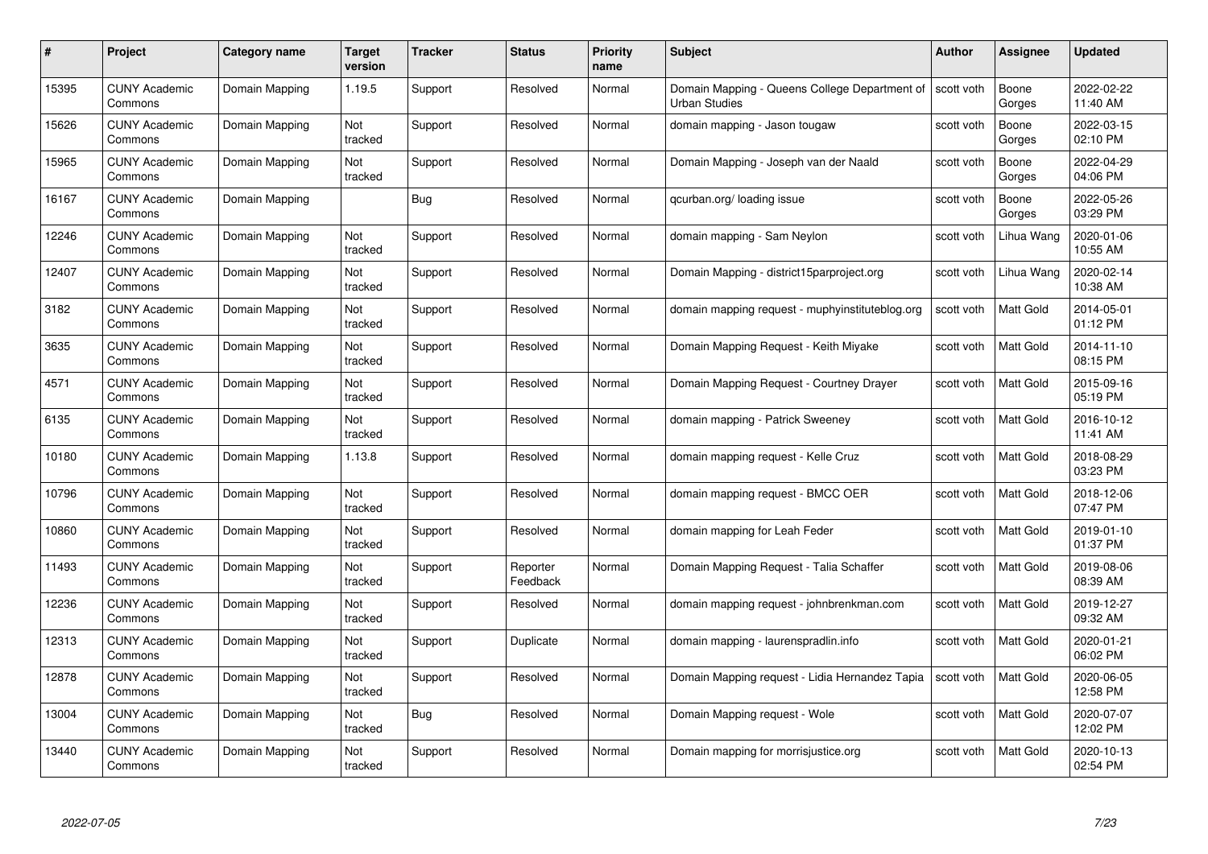| # | Project | Category name | Target version | Tracker | Status | Priority name | Subject | Author | Assignee | Updated |
|---|---|---|---|---|---|---|---|---|---|---|
| 15395 | CUNY Academic Commons | Domain Mapping | 1.19.5 | Support | Resolved | Normal | Domain Mapping - Queens College Department of Urban Studies | scott voth | Boone Gorges | 2022-02-22 11:40 AM |
| 15626 | CUNY Academic Commons | Domain Mapping | Not tracked | Support | Resolved | Normal | domain mapping - Jason tougaw | scott voth | Boone Gorges | 2022-03-15 02:10 PM |
| 15965 | CUNY Academic Commons | Domain Mapping | Not tracked | Support | Resolved | Normal | Domain Mapping - Joseph van der Naald | scott voth | Boone Gorges | 2022-04-29 04:06 PM |
| 16167 | CUNY Academic Commons | Domain Mapping | | Bug | Resolved | Normal | qcurban.org/ loading issue | scott voth | Boone Gorges | 2022-05-26 03:29 PM |
| 12246 | CUNY Academic Commons | Domain Mapping | Not tracked | Support | Resolved | Normal | domain mapping - Sam Neylon | scott voth | Lihua Wang | 2020-01-06 10:55 AM |
| 12407 | CUNY Academic Commons | Domain Mapping | Not tracked | Support | Resolved | Normal | Domain Mapping - district15parproject.org | scott voth | Lihua Wang | 2020-02-14 10:38 AM |
| 3182 | CUNY Academic Commons | Domain Mapping | Not tracked | Support | Resolved | Normal | domain mapping request - muphyinstituteblog.org | scott voth | Matt Gold | 2014-05-01 01:12 PM |
| 3635 | CUNY Academic Commons | Domain Mapping | Not tracked | Support | Resolved | Normal | Domain Mapping Request - Keith Miyake | scott voth | Matt Gold | 2014-11-10 08:15 PM |
| 4571 | CUNY Academic Commons | Domain Mapping | Not tracked | Support | Resolved | Normal | Domain Mapping Request - Courtney Drayer | scott voth | Matt Gold | 2015-09-16 05:19 PM |
| 6135 | CUNY Academic Commons | Domain Mapping | Not tracked | Support | Resolved | Normal | domain mapping - Patrick Sweeney | scott voth | Matt Gold | 2016-10-12 11:41 AM |
| 10180 | CUNY Academic Commons | Domain Mapping | 1.13.8 | Support | Resolved | Normal | domain mapping request - Kelle Cruz | scott voth | Matt Gold | 2018-08-29 03:23 PM |
| 10796 | CUNY Academic Commons | Domain Mapping | Not tracked | Support | Resolved | Normal | domain mapping request - BMCC OER | scott voth | Matt Gold | 2018-12-06 07:47 PM |
| 10860 | CUNY Academic Commons | Domain Mapping | Not tracked | Support | Resolved | Normal | domain mapping for Leah Feder | scott voth | Matt Gold | 2019-01-10 01:37 PM |
| 11493 | CUNY Academic Commons | Domain Mapping | Not tracked | Support | Reporter Feedback | Normal | Domain Mapping Request - Talia Schaffer | scott voth | Matt Gold | 2019-08-06 08:39 AM |
| 12236 | CUNY Academic Commons | Domain Mapping | Not tracked | Support | Resolved | Normal | domain mapping request - johnbrenkman.com | scott voth | Matt Gold | 2019-12-27 09:32 AM |
| 12313 | CUNY Academic Commons | Domain Mapping | Not tracked | Support | Duplicate | Normal | domain mapping - laurenspradlin.info | scott voth | Matt Gold | 2020-01-21 06:02 PM |
| 12878 | CUNY Academic Commons | Domain Mapping | Not tracked | Support | Resolved | Normal | Domain Mapping request - Lidia Hernandez Tapia | scott voth | Matt Gold | 2020-06-05 12:58 PM |
| 13004 | CUNY Academic Commons | Domain Mapping | Not tracked | Bug | Resolved | Normal | Domain Mapping request - Wole | scott voth | Matt Gold | 2020-07-07 12:02 PM |
| 13440 | CUNY Academic Commons | Domain Mapping | Not tracked | Support | Resolved | Normal | Domain mapping for morrisjustice.org | scott voth | Matt Gold | 2020-10-13 02:54 PM |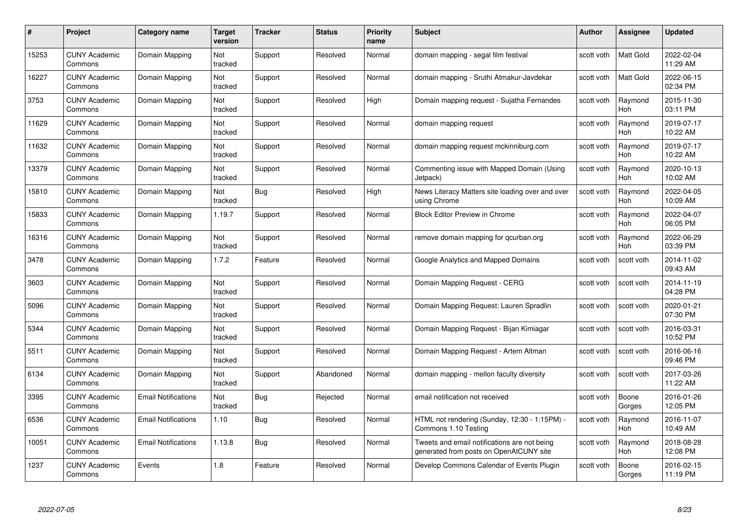| # | Project | Category name | Target version | Tracker | Status | Priority name | Subject | Author | Assignee | Updated |
|---|---|---|---|---|---|---|---|---|---|---|
| 15253 | CUNY Academic Commons | Domain Mapping | Not tracked | Support | Resolved | Normal | domain mapping - segal film festival | scott voth | Matt Gold | 2022-02-04 11:29 AM |
| 16227 | CUNY Academic Commons | Domain Mapping | Not tracked | Support | Resolved | Normal | domain mapping - Sruthi Atmakur-Javdekar | scott voth | Matt Gold | 2022-06-15 02:34 PM |
| 3753 | CUNY Academic Commons | Domain Mapping | Not tracked | Support | Resolved | High | Domain mapping request - Sujatha Fernandes | scott voth | Raymond Hoh | 2015-11-30 03:11 PM |
| 11629 | CUNY Academic Commons | Domain Mapping | Not tracked | Support | Resolved | Normal | domain mapping request | scott voth | Raymond Hoh | 2019-07-17 10:22 AM |
| 11632 | CUNY Academic Commons | Domain Mapping | Not tracked | Support | Resolved | Normal | domain mapping request mckinniburg.com | scott voth | Raymond Hoh | 2019-07-17 10:22 AM |
| 13379 | CUNY Academic Commons | Domain Mapping | Not tracked | Support | Resolved | Normal | Commenting issue with Mapped Domain (Using Jetpack) | scott voth | Raymond Hoh | 2020-10-13 10:02 AM |
| 15810 | CUNY Academic Commons | Domain Mapping | Not tracked | Bug | Resolved | High | News Literacy Matters site loading over and over using Chrome | scott voth | Raymond Hoh | 2022-04-05 10:09 AM |
| 15833 | CUNY Academic Commons | Domain Mapping | 1.19.7 | Support | Resolved | Normal | Block Editor Preview in Chrome | scott voth | Raymond Hoh | 2022-04-07 06:05 PM |
| 16316 | CUNY Academic Commons | Domain Mapping | Not tracked | Support | Resolved | Normal | remove domain mapping for qcurban.org | scott voth | Raymond Hoh | 2022-06-29 03:39 PM |
| 3478 | CUNY Academic Commons | Domain Mapping | 1.7.2 | Feature | Resolved | Normal | Google Analytics and Mapped Domains | scott voth | scott voth | 2014-11-02 09:43 AM |
| 3603 | CUNY Academic Commons | Domain Mapping | Not tracked | Support | Resolved | Normal | Domain Mapping Request - CERG | scott voth | scott voth | 2014-11-19 04:28 PM |
| 5096 | CUNY Academic Commons | Domain Mapping | Not tracked | Support | Resolved | Normal | Domain Mapping Request: Lauren Spradlin | scott voth | scott voth | 2020-01-21 07:30 PM |
| 5344 | CUNY Academic Commons | Domain Mapping | Not tracked | Support | Resolved | Normal | Domain Mapping Request - Bijan Kimiagar | scott voth | scott voth | 2016-03-31 10:52 PM |
| 5511 | CUNY Academic Commons | Domain Mapping | Not tracked | Support | Resolved | Normal | Domain Mapping Request - Artem Altman | scott voth | scott voth | 2016-06-16 09:46 PM |
| 6134 | CUNY Academic Commons | Domain Mapping | Not tracked | Support | Abandoned | Normal | domain mapping - mellon faculty diversity | scott voth | scott voth | 2017-03-26 11:22 AM |
| 3395 | CUNY Academic Commons | Email Notifications | Not tracked | Bug | Rejected | Normal | email notification not received | scott voth | Boone Gorges | 2016-01-26 12:05 PM |
| 6536 | CUNY Academic Commons | Email Notifications | 1.10 | Bug | Resolved | Normal | HTML not rendering (Sunday, 12:30 - 1:15PM) - Commons 1.10 Testing | scott voth | Raymond Hoh | 2016-11-07 10:49 AM |
| 10051 | CUNY Academic Commons | Email Notifications | 1.13.8 | Bug | Resolved | Normal | Tweets and email notifications are not being generated from posts on OpenAtCUNY site | scott voth | Raymond Hoh | 2018-08-28 12:08 PM |
| 1237 | CUNY Academic Commons | Events | 1.8 | Feature | Resolved | Normal | Develop Commons Calendar of Events Plugin | scott voth | Boone Gorges | 2016-02-15 11:19 PM |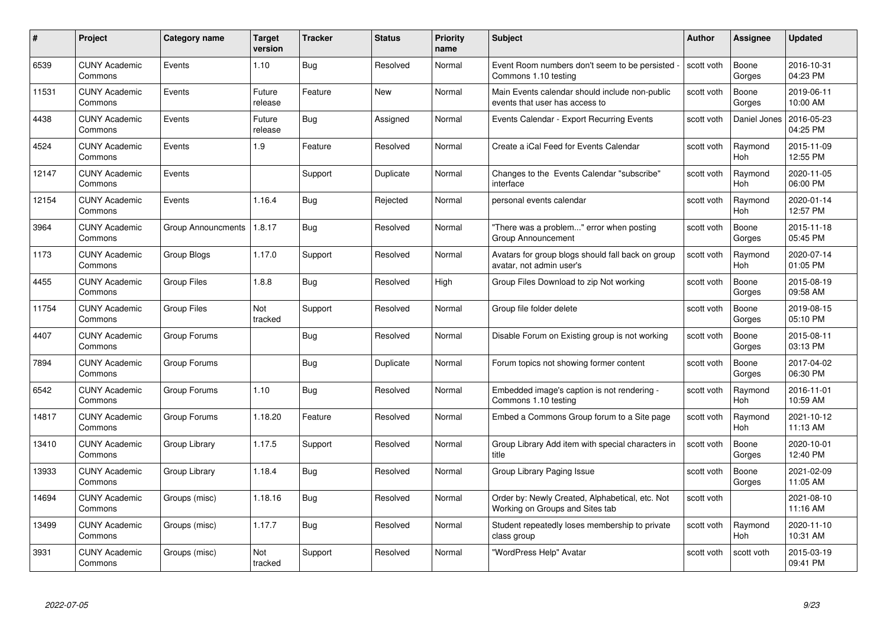| # | Project | Category name | Target version | Tracker | Status | Priority name | Subject | Author | Assignee | Updated |
|---|---|---|---|---|---|---|---|---|---|---|
| 6539 | CUNY Academic Commons | Events | 1.10 | Bug | Resolved | Normal | Event Room numbers don't seem to be persisted - Commons 1.10 testing | scott voth | Boone Gorges | 2016-10-31 04:23 PM |
| 11531 | CUNY Academic Commons | Events | Future release | Feature | New | Normal | Main Events calendar should include non-public events that user has access to | scott voth | Boone Gorges | 2019-06-11 10:00 AM |
| 4438 | CUNY Academic Commons | Events | Future release | Bug | Assigned | Normal | Events Calendar - Export Recurring Events | scott voth | Daniel Jones | 2016-05-23 04:25 PM |
| 4524 | CUNY Academic Commons | Events | 1.9 | Feature | Resolved | Normal | Create a iCal Feed for Events Calendar | scott voth | Raymond Hoh | 2015-11-09 12:55 PM |
| 12147 | CUNY Academic Commons | Events | | Support | Duplicate | Normal | Changes to the Events Calendar "subscribe" interface | scott voth | Raymond Hoh | 2020-11-05 06:00 PM |
| 12154 | CUNY Academic Commons | Events | 1.16.4 | Bug | Rejected | Normal | personal events calendar | scott voth | Raymond Hoh | 2020-01-14 12:57 PM |
| 3964 | CUNY Academic Commons | Group Announcments | 1.8.17 | Bug | Resolved | Normal | "There was a problem..." error when posting Group Announcement | scott voth | Boone Gorges | 2015-11-18 05:45 PM |
| 1173 | CUNY Academic Commons | Group Blogs | 1.17.0 | Support | Resolved | Normal | Avatars for group blogs should fall back on group avatar, not admin user's | scott voth | Raymond Hoh | 2020-07-14 01:05 PM |
| 4455 | CUNY Academic Commons | Group Files | 1.8.8 | Bug | Resolved | High | Group Files Download to zip Not working | scott voth | Boone Gorges | 2015-08-19 09:58 AM |
| 11754 | CUNY Academic Commons | Group Files | Not tracked | Support | Resolved | Normal | Group file folder delete | scott voth | Boone Gorges | 2019-08-15 05:10 PM |
| 4407 | CUNY Academic Commons | Group Forums | | Bug | Resolved | Normal | Disable Forum on Existing group is not working | scott voth | Boone Gorges | 2015-08-11 03:13 PM |
| 7894 | CUNY Academic Commons | Group Forums | | Bug | Duplicate | Normal | Forum topics not showing former content | scott voth | Boone Gorges | 2017-04-02 06:30 PM |
| 6542 | CUNY Academic Commons | Group Forums | 1.10 | Bug | Resolved | Normal | Embedded image's caption is not rendering - Commons 1.10 testing | scott voth | Raymond Hoh | 2016-11-01 10:59 AM |
| 14817 | CUNY Academic Commons | Group Forums | 1.18.20 | Feature | Resolved | Normal | Embed a Commons Group forum to a Site page | scott voth | Raymond Hoh | 2021-10-12 11:13 AM |
| 13410 | CUNY Academic Commons | Group Library | 1.17.5 | Support | Resolved | Normal | Group Library Add item with special characters in title | scott voth | Boone Gorges | 2020-10-01 12:40 PM |
| 13933 | CUNY Academic Commons | Group Library | 1.18.4 | Bug | Resolved | Normal | Group Library Paging Issue | scott voth | Boone Gorges | 2021-02-09 11:05 AM |
| 14694 | CUNY Academic Commons | Groups (misc) | 1.18.16 | Bug | Resolved | Normal | Order by: Newly Created, Alphabetical, etc. Not Working on Groups and Sites tab | scott voth | | 2021-08-10 11:16 AM |
| 13499 | CUNY Academic Commons | Groups (misc) | 1.17.7 | Bug | Resolved | Normal | Student repeatedly loses membership to private class group | scott voth | Raymond Hoh | 2020-11-10 10:31 AM |
| 3931 | CUNY Academic Commons | Groups (misc) | Not tracked | Support | Resolved | Normal | "WordPress Help" Avatar | scott voth | scott voth | 2015-03-19 09:41 PM |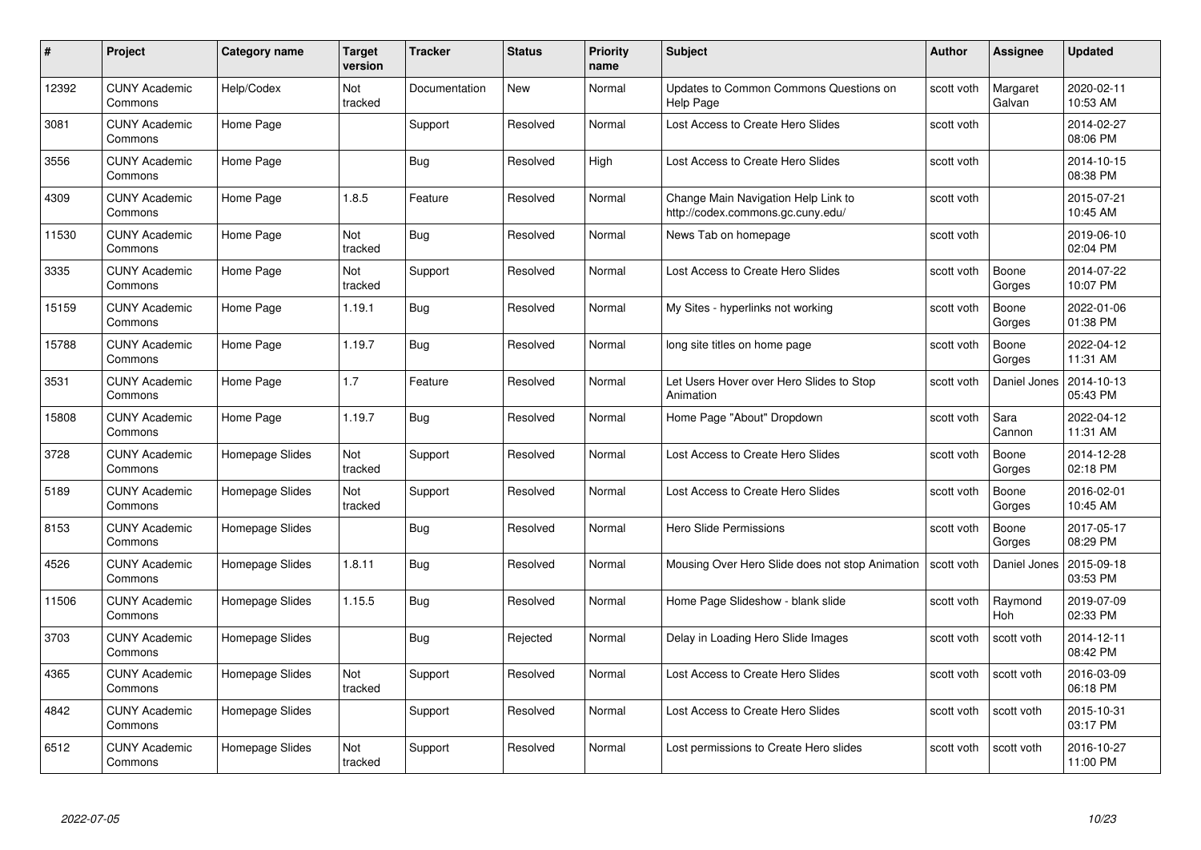| # | Project | Category name | Target version | Tracker | Status | Priority name | Subject | Author | Assignee | Updated |
|---|---|---|---|---|---|---|---|---|---|---|
| 12392 | CUNY Academic Commons | Help/Codex | Not tracked | Documentation | New | Normal | Updates to Common Commons Questions on Help Page | scott voth | Margaret Galvan | 2020-02-11 10:53 AM |
| 3081 | CUNY Academic Commons | Home Page | | Support | Resolved | Normal | Lost Access to Create Hero Slides | scott voth | | 2014-02-27 08:06 PM |
| 3556 | CUNY Academic Commons | Home Page | | Bug | Resolved | High | Lost Access to Create Hero Slides | scott voth | | 2014-10-15 08:38 PM |
| 4309 | CUNY Academic Commons | Home Page | 1.8.5 | Feature | Resolved | Normal | Change Main Navigation Help Link to http://codex.commons.gc.cuny.edu/ | scott voth | | 2015-07-21 10:45 AM |
| 11530 | CUNY Academic Commons | Home Page | Not tracked | Bug | Resolved | Normal | News Tab on homepage | scott voth | | 2019-06-10 02:04 PM |
| 3335 | CUNY Academic Commons | Home Page | Not tracked | Support | Resolved | Normal | Lost Access to Create Hero Slides | scott voth | Boone Gorges | 2014-07-22 10:07 PM |
| 15159 | CUNY Academic Commons | Home Page | 1.19.1 | Bug | Resolved | Normal | My Sites - hyperlinks not working | scott voth | Boone Gorges | 2022-01-06 01:38 PM |
| 15788 | CUNY Academic Commons | Home Page | 1.19.7 | Bug | Resolved | Normal | long site titles on home page | scott voth | Boone Gorges | 2022-04-12 11:31 AM |
| 3531 | CUNY Academic Commons | Home Page | 1.7 | Feature | Resolved | Normal | Let Users Hover over Hero Slides to Stop Animation | scott voth | Daniel Jones | 2014-10-13 05:43 PM |
| 15808 | CUNY Academic Commons | Home Page | 1.19.7 | Bug | Resolved | Normal | Home Page "About" Dropdown | scott voth | Sara Cannon | 2022-04-12 11:31 AM |
| 3728 | CUNY Academic Commons | Homepage Slides | Not tracked | Support | Resolved | Normal | Lost Access to Create Hero Slides | scott voth | Boone Gorges | 2014-12-28 02:18 PM |
| 5189 | CUNY Academic Commons | Homepage Slides | Not tracked | Support | Resolved | Normal | Lost Access to Create Hero Slides | scott voth | Boone Gorges | 2016-02-01 10:45 AM |
| 8153 | CUNY Academic Commons | Homepage Slides | | Bug | Resolved | Normal | Hero Slide Permissions | scott voth | Boone Gorges | 2017-05-17 08:29 PM |
| 4526 | CUNY Academic Commons | Homepage Slides | 1.8.11 | Bug | Resolved | Normal | Mousing Over Hero Slide does not stop Animation | scott voth | Daniel Jones | 2015-09-18 03:53 PM |
| 11506 | CUNY Academic Commons | Homepage Slides | 1.15.5 | Bug | Resolved | Normal | Home Page Slideshow - blank slide | scott voth | Raymond Hoh | 2019-07-09 02:33 PM |
| 3703 | CUNY Academic Commons | Homepage Slides | | Bug | Rejected | Normal | Delay in Loading Hero Slide Images | scott voth | scott voth | 2014-12-11 08:42 PM |
| 4365 | CUNY Academic Commons | Homepage Slides | Not tracked | Support | Resolved | Normal | Lost Access to Create Hero Slides | scott voth | scott voth | 2016-03-09 06:18 PM |
| 4842 | CUNY Academic Commons | Homepage Slides | | Support | Resolved | Normal | Lost Access to Create Hero Slides | scott voth | scott voth | 2015-10-31 03:17 PM |
| 6512 | CUNY Academic Commons | Homepage Slides | Not tracked | Support | Resolved | Normal | Lost permissions to Create Hero slides | scott voth | scott voth | 2016-10-27 11:00 PM |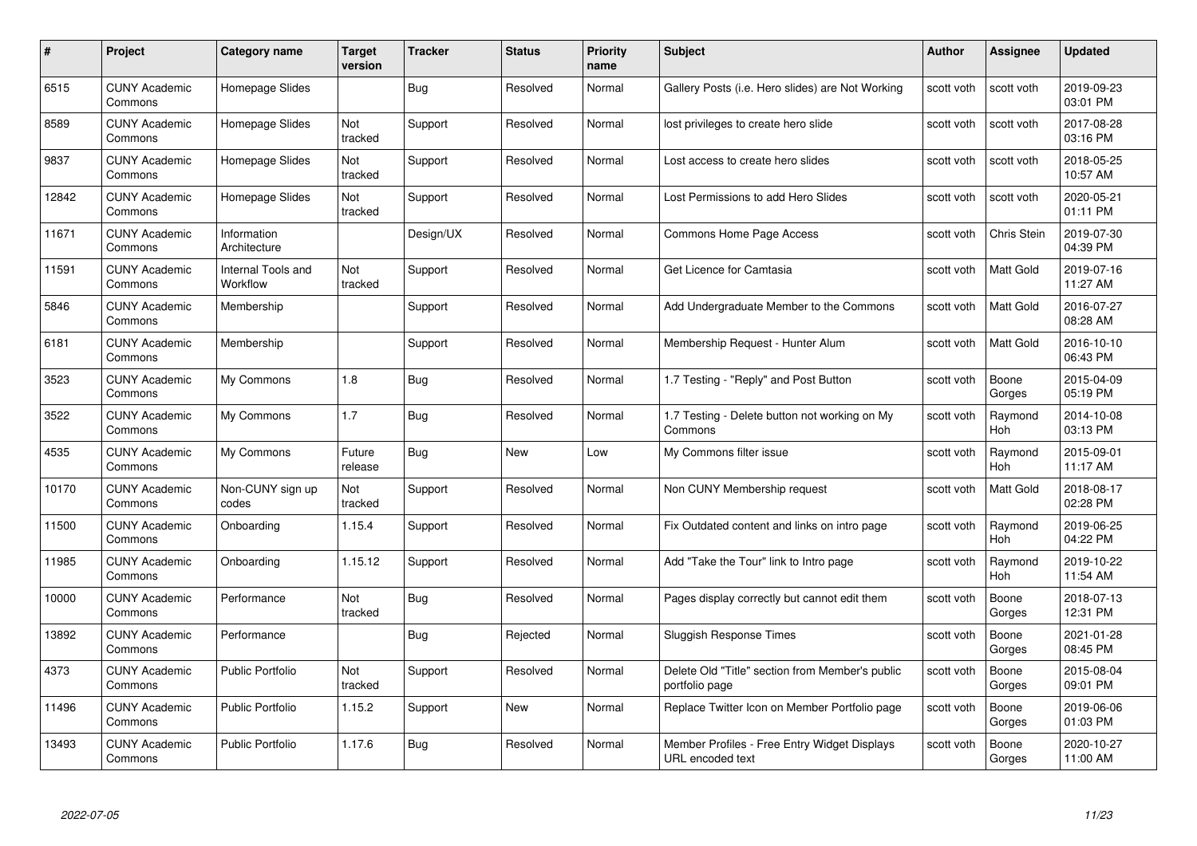| # | Project | Category name | Target version | Tracker | Status | Priority name | Subject | Author | Assignee | Updated |
|---|---|---|---|---|---|---|---|---|---|---|
| 6515 | CUNY Academic Commons | Homepage Slides | | Bug | Resolved | Normal | Gallery Posts (i.e. Hero slides) are Not Working | scott voth | scott voth | 2019-09-23 03:01 PM |
| 8589 | CUNY Academic Commons | Homepage Slides | Not tracked | Support | Resolved | Normal | lost privileges to create hero slide | scott voth | scott voth | 2017-08-28 03:16 PM |
| 9837 | CUNY Academic Commons | Homepage Slides | Not tracked | Support | Resolved | Normal | Lost access to create hero slides | scott voth | scott voth | 2018-05-25 10:57 AM |
| 12842 | CUNY Academic Commons | Homepage Slides | Not tracked | Support | Resolved | Normal | Lost Permissions to add Hero Slides | scott voth | scott voth | 2020-05-21 01:11 PM |
| 11671 | CUNY Academic Commons | Information Architecture | | Design/UX | Resolved | Normal | Commons Home Page Access | scott voth | Chris Stein | 2019-07-30 04:39 PM |
| 11591 | CUNY Academic Commons | Internal Tools and Workflow | Not tracked | Support | Resolved | Normal | Get Licence for Camtasia | scott voth | Matt Gold | 2019-07-16 11:27 AM |
| 5846 | CUNY Academic Commons | Membership | | Support | Resolved | Normal | Add Undergraduate Member to the Commons | scott voth | Matt Gold | 2016-07-27 08:28 AM |
| 6181 | CUNY Academic Commons | Membership | | Support | Resolved | Normal | Membership Request - Hunter Alum | scott voth | Matt Gold | 2016-10-10 06:43 PM |
| 3523 | CUNY Academic Commons | My Commons | 1.8 | Bug | Resolved | Normal | 1.7 Testing - "Reply" and Post Button | scott voth | Boone Gorges | 2015-04-09 05:19 PM |
| 3522 | CUNY Academic Commons | My Commons | 1.7 | Bug | Resolved | Normal | 1.7 Testing - Delete button not working on My Commons | scott voth | Raymond Hoh | 2014-10-08 03:13 PM |
| 4535 | CUNY Academic Commons | My Commons | Future release | Bug | New | Low | My Commons filter issue | scott voth | Raymond Hoh | 2015-09-01 11:17 AM |
| 10170 | CUNY Academic Commons | Non-CUNY sign up codes | Not tracked | Support | Resolved | Normal | Non CUNY Membership request | scott voth | Matt Gold | 2018-08-17 02:28 PM |
| 11500 | CUNY Academic Commons | Onboarding | 1.15.4 | Support | Resolved | Normal | Fix Outdated content and links on intro page | scott voth | Raymond Hoh | 2019-06-25 04:22 PM |
| 11985 | CUNY Academic Commons | Onboarding | 1.15.12 | Support | Resolved | Normal | Add "Take the Tour" link to Intro page | scott voth | Raymond Hoh | 2019-10-22 11:54 AM |
| 10000 | CUNY Academic Commons | Performance | Not tracked | Bug | Resolved | Normal | Pages display correctly but cannot edit them | scott voth | Boone Gorges | 2018-07-13 12:31 PM |
| 13892 | CUNY Academic Commons | Performance | | Bug | Rejected | Normal | Sluggish Response Times | scott voth | Boone Gorges | 2021-01-28 08:45 PM |
| 4373 | CUNY Academic Commons | Public Portfolio | Not tracked | Support | Resolved | Normal | Delete Old "Title" section from Member's public portfolio page | scott voth | Boone Gorges | 2015-08-04 09:01 PM |
| 11496 | CUNY Academic Commons | Public Portfolio | 1.15.2 | Support | New | Normal | Replace Twitter Icon on Member Portfolio page | scott voth | Boone Gorges | 2019-06-06 01:03 PM |
| 13493 | CUNY Academic Commons | Public Portfolio | 1.17.6 | Bug | Resolved | Normal | Member Profiles - Free Entry Widget Displays URL encoded text | scott voth | Boone Gorges | 2020-10-27 11:00 AM |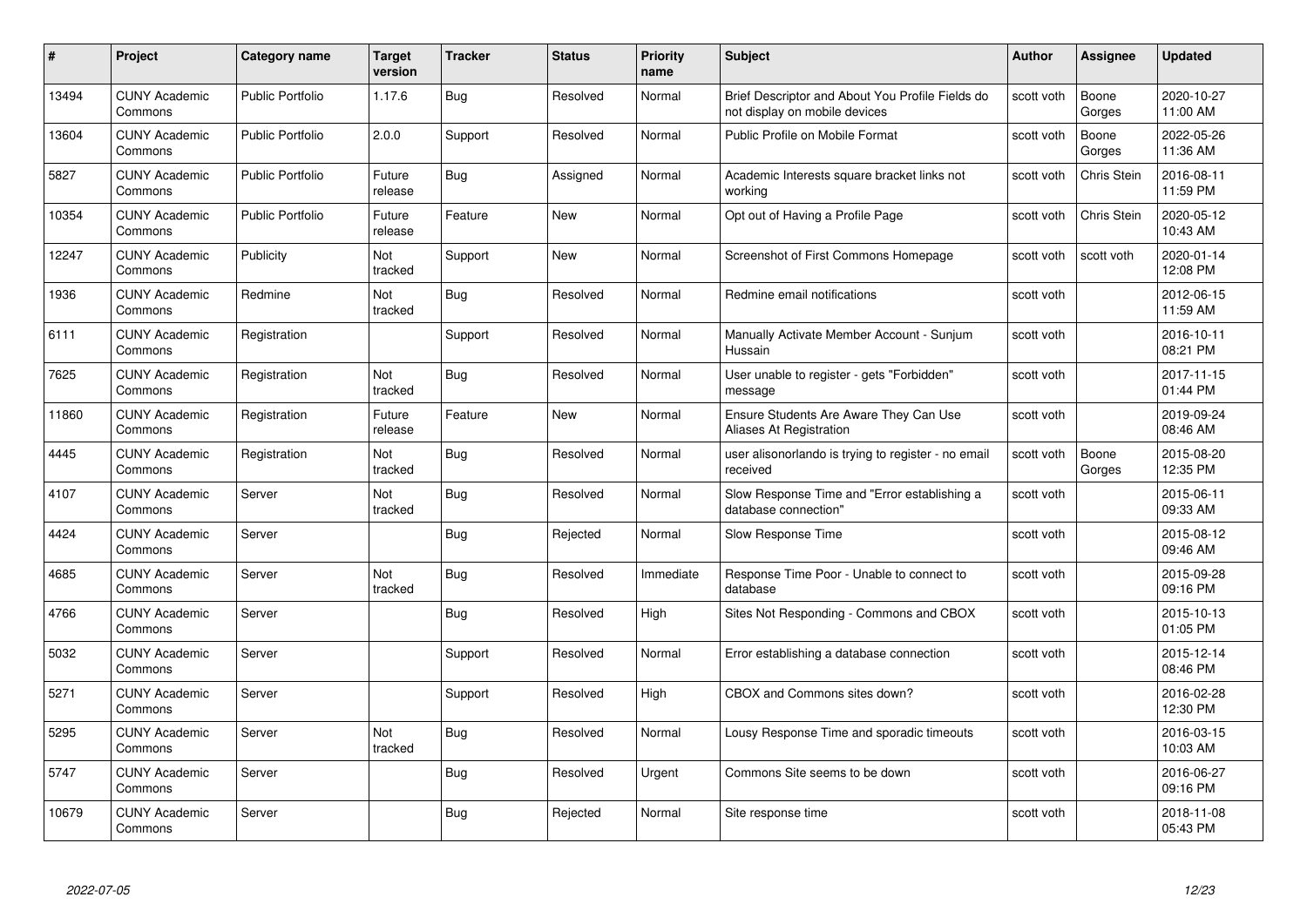| # | Project | Category name | Target version | Tracker | Status | Priority name | Subject | Author | Assignee | Updated |
|---|---|---|---|---|---|---|---|---|---|---|
| 13494 | CUNY Academic Commons | Public Portfolio | 1.17.6 | Bug | Resolved | Normal | Brief Descriptor and About You Profile Fields do not display on mobile devices | scott voth | Boone Gorges | 2020-10-27 11:00 AM |
| 13604 | CUNY Academic Commons | Public Portfolio | 2.0.0 | Support | Resolved | Normal | Public Profile on Mobile Format | scott voth | Boone Gorges | 2022-05-26 11:36 AM |
| 5827 | CUNY Academic Commons | Public Portfolio | Future release | Bug | Assigned | Normal | Academic Interests square bracket links not working | scott voth | Chris Stein | 2016-08-11 11:59 PM |
| 10354 | CUNY Academic Commons | Public Portfolio | Future release | Feature | New | Normal | Opt out of Having a Profile Page | scott voth | Chris Stein | 2020-05-12 10:43 AM |
| 12247 | CUNY Academic Commons | Publicity | Not tracked | Support | New | Normal | Screenshot of First Commons Homepage | scott voth | scott voth | 2020-01-14 12:08 PM |
| 1936 | CUNY Academic Commons | Redmine | Not tracked | Bug | Resolved | Normal | Redmine email notifications | scott voth | | 2012-06-15 11:59 AM |
| 6111 | CUNY Academic Commons | Registration | | Support | Resolved | Normal | Manually Activate Member Account - Sunjum Hussain | scott voth | | 2016-10-11 08:21 PM |
| 7625 | CUNY Academic Commons | Registration | Not tracked | Bug | Resolved | Normal | User unable to register - gets "Forbidden" message | scott voth | | 2017-11-15 01:44 PM |
| 11860 | CUNY Academic Commons | Registration | Future release | Feature | New | Normal | Ensure Students Are Aware They Can Use Aliases At Registration | scott voth | | 2019-09-24 08:46 AM |
| 4445 | CUNY Academic Commons | Registration | Not tracked | Bug | Resolved | Normal | user alisonorlando is trying to register - no email received | scott voth | Boone Gorges | 2015-08-20 12:35 PM |
| 4107 | CUNY Academic Commons | Server | Not tracked | Bug | Resolved | Normal | Slow Response Time and "Error establishing a database connection" | scott voth | | 2015-06-11 09:33 AM |
| 4424 | CUNY Academic Commons | Server | | Bug | Rejected | Normal | Slow Response Time | scott voth | | 2015-08-12 09:46 AM |
| 4685 | CUNY Academic Commons | Server | Not tracked | Bug | Resolved | Immediate | Response Time Poor - Unable to connect to database | scott voth | | 2015-09-28 09:16 PM |
| 4766 | CUNY Academic Commons | Server | | Bug | Resolved | High | Sites Not Responding - Commons and CBOX | scott voth | | 2015-10-13 01:05 PM |
| 5032 | CUNY Academic Commons | Server | | Support | Resolved | Normal | Error establishing a database connection | scott voth | | 2015-12-14 08:46 PM |
| 5271 | CUNY Academic Commons | Server | | Support | Resolved | High | CBOX and Commons sites down? | scott voth | | 2016-02-28 12:30 PM |
| 5295 | CUNY Academic Commons | Server | Not tracked | Bug | Resolved | Normal | Lousy Response Time and sporadic timeouts | scott voth | | 2016-03-15 10:03 AM |
| 5747 | CUNY Academic Commons | Server | | Bug | Resolved | Urgent | Commons Site seems to be down | scott voth | | 2016-06-27 09:16 PM |
| 10679 | CUNY Academic Commons | Server | | Bug | Rejected | Normal | Site response time | scott voth | | 2018-11-08 05:43 PM |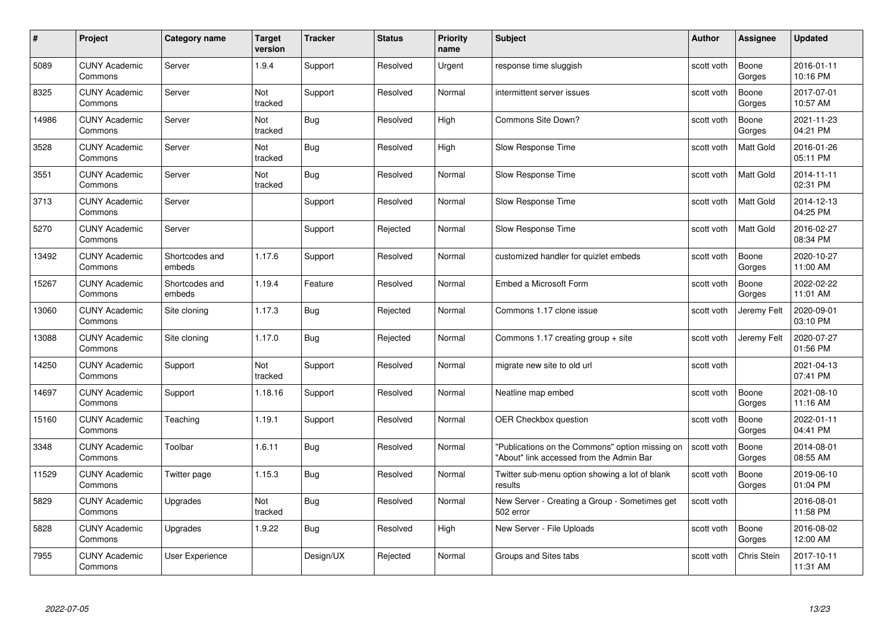| # | Project | Category name | Target version | Tracker | Status | Priority name | Subject | Author | Assignee | Updated |
|---|---|---|---|---|---|---|---|---|---|---|
| 5089 | CUNY Academic Commons | Server | 1.9.4 | Support | Resolved | Urgent | response time sluggish | scott voth | Boone Gorges | 2016-01-11 10:16 PM |
| 8325 | CUNY Academic Commons | Server | Not tracked | Support | Resolved | Normal | intermittent server issues | scott voth | Boone Gorges | 2017-07-01 10:57 AM |
| 14986 | CUNY Academic Commons | Server | Not tracked | Bug | Resolved | High | Commons Site Down? | scott voth | Boone Gorges | 2021-11-23 04:21 PM |
| 3528 | CUNY Academic Commons | Server | Not tracked | Bug | Resolved | High | Slow Response Time | scott voth | Matt Gold | 2016-01-26 05:11 PM |
| 3551 | CUNY Academic Commons | Server | Not tracked | Bug | Resolved | Normal | Slow Response Time | scott voth | Matt Gold | 2014-11-11 02:31 PM |
| 3713 | CUNY Academic Commons | Server | | Support | Resolved | Normal | Slow Response Time | scott voth | Matt Gold | 2014-12-13 04:25 PM |
| 5270 | CUNY Academic Commons | Server | | Support | Rejected | Normal | Slow Response Time | scott voth | Matt Gold | 2016-02-27 08:34 PM |
| 13492 | CUNY Academic Commons | Shortcodes and embeds | 1.17.6 | Support | Resolved | Normal | customized handler for quizlet embeds | scott voth | Boone Gorges | 2020-10-27 11:00 AM |
| 15267 | CUNY Academic Commons | Shortcodes and embeds | 1.19.4 | Feature | Resolved | Normal | Embed a Microsoft Form | scott voth | Boone Gorges | 2022-02-22 11:01 AM |
| 13060 | CUNY Academic Commons | Site cloning | 1.17.3 | Bug | Rejected | Normal | Commons 1.17 clone issue | scott voth | Jeremy Felt | 2020-09-01 03:10 PM |
| 13088 | CUNY Academic Commons | Site cloning | 1.17.0 | Bug | Rejected | Normal | Commons 1.17 creating group + site | scott voth | Jeremy Felt | 2020-07-27 01:56 PM |
| 14250 | CUNY Academic Commons | Support | Not tracked | Support | Resolved | Normal | migrate new site to old url | scott voth | | 2021-04-13 07:41 PM |
| 14697 | CUNY Academic Commons | Support | 1.18.16 | Support | Resolved | Normal | Neatline map embed | scott voth | Boone Gorges | 2021-08-10 11:16 AM |
| 15160 | CUNY Academic Commons | Teaching | 1.19.1 | Support | Resolved | Normal | OER Checkbox question | scott voth | Boone Gorges | 2022-01-11 04:41 PM |
| 3348 | CUNY Academic Commons | Toolbar | 1.6.11 | Bug | Resolved | Normal | "Publications on the Commons" option missing on "About" link accessed from the Admin Bar | scott voth | Boone Gorges | 2014-08-01 08:55 AM |
| 11529 | CUNY Academic Commons | Twitter page | 1.15.3 | Bug | Resolved | Normal | Twitter sub-menu option showing a lot of blank results | scott voth | Boone Gorges | 2019-06-10 01:04 PM |
| 5829 | CUNY Academic Commons | Upgrades | Not tracked | Bug | Resolved | Normal | New Server - Creating a Group - Sometimes get 502 error | scott voth | | 2016-08-01 11:58 PM |
| 5828 | CUNY Academic Commons | Upgrades | 1.9.22 | Bug | Resolved | High | New Server - File Uploads | scott voth | Boone Gorges | 2016-08-02 12:00 AM |
| 7955 | CUNY Academic Commons | User Experience | | Design/UX | Rejected | Normal | Groups and Sites tabs | scott voth | Chris Stein | 2017-10-11 11:31 AM |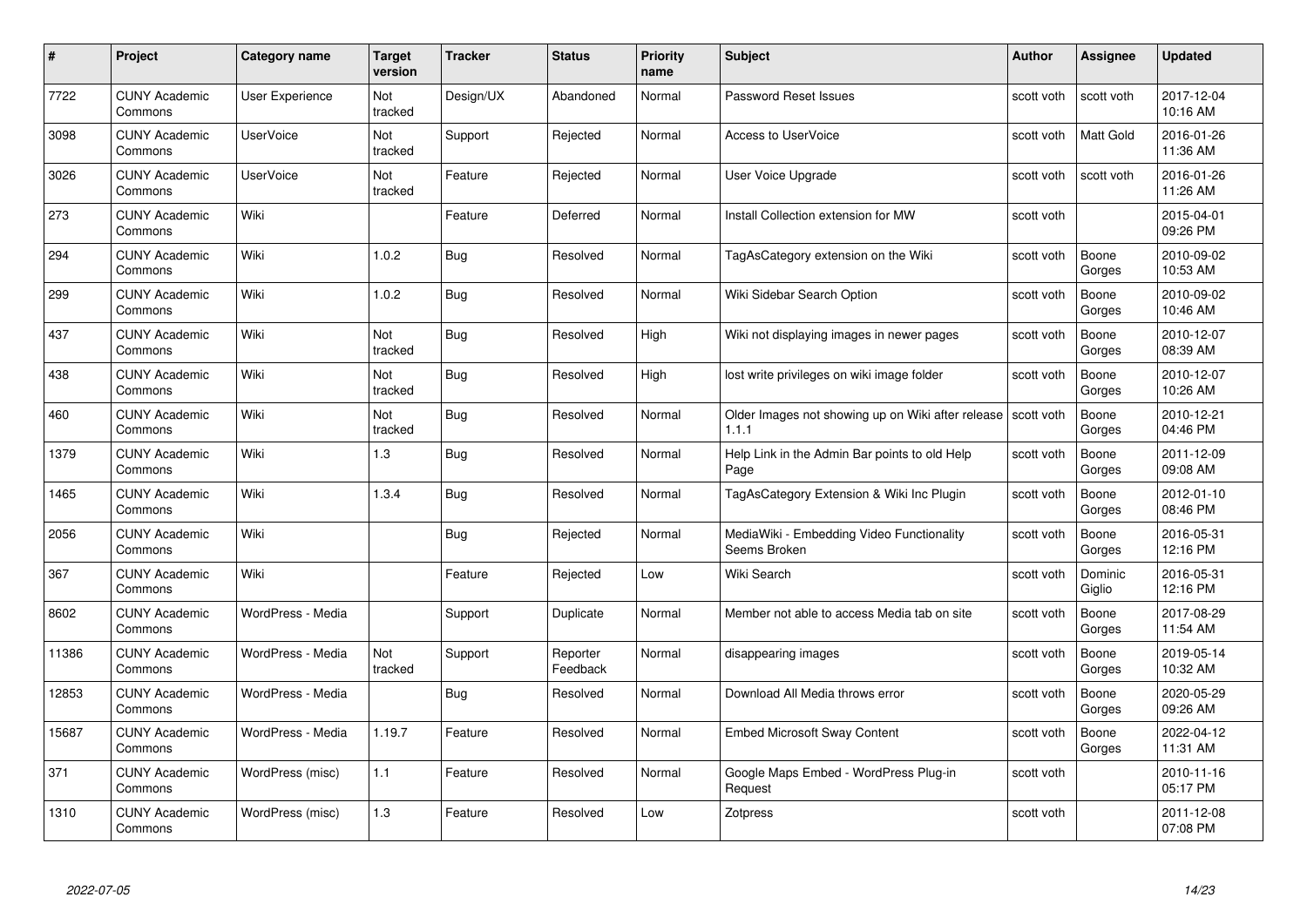| # | Project | Category name | Target version | Tracker | Status | Priority name | Subject | Author | Assignee | Updated |
|---|---|---|---|---|---|---|---|---|---|---|
| 7722 | CUNY Academic Commons | User Experience | Not tracked | Design/UX | Abandoned | Normal | Password Reset Issues | scott voth | scott voth | 2017-12-04 10:16 AM |
| 3098 | CUNY Academic Commons | UserVoice | Not tracked | Support | Rejected | Normal | Access to UserVoice | scott voth | Matt Gold | 2016-01-26 11:36 AM |
| 3026 | CUNY Academic Commons | UserVoice | Not tracked | Feature | Rejected | Normal | User Voice Upgrade | scott voth | scott voth | 2016-01-26 11:26 AM |
| 273 | CUNY Academic Commons | Wiki | | Feature | Deferred | Normal | Install Collection extension for MW | scott voth | | 2015-04-01 09:26 PM |
| 294 | CUNY Academic Commons | Wiki | 1.0.2 | Bug | Resolved | Normal | TagAsCategory extension on the Wiki | scott voth | Boone Gorges | 2010-09-02 10:53 AM |
| 299 | CUNY Academic Commons | Wiki | 1.0.2 | Bug | Resolved | Normal | Wiki Sidebar Search Option | scott voth | Boone Gorges | 2010-09-02 10:46 AM |
| 437 | CUNY Academic Commons | Wiki | Not tracked | Bug | Resolved | High | Wiki not displaying images in newer pages | scott voth | Boone Gorges | 2010-12-07 08:39 AM |
| 438 | CUNY Academic Commons | Wiki | Not tracked | Bug | Resolved | High | lost write privileges on wiki image folder | scott voth | Boone Gorges | 2010-12-07 10:26 AM |
| 460 | CUNY Academic Commons | Wiki | Not tracked | Bug | Resolved | Normal | Older Images not showing up on Wiki after release 1.1.1 | scott voth | Boone Gorges | 2010-12-21 04:46 PM |
| 1379 | CUNY Academic Commons | Wiki | 1.3 | Bug | Resolved | Normal | Help Link in the Admin Bar points to old Help Page | scott voth | Boone Gorges | 2011-12-09 09:08 AM |
| 1465 | CUNY Academic Commons | Wiki | 1.3.4 | Bug | Resolved | Normal | TagAsCategory Extension & Wiki Inc Plugin | scott voth | Boone Gorges | 2012-01-10 08:46 PM |
| 2056 | CUNY Academic Commons | Wiki | | Bug | Rejected | Normal | MediaWiki - Embedding Video Functionality Seems Broken | scott voth | Boone Gorges | 2016-05-31 12:16 PM |
| 367 | CUNY Academic Commons | Wiki | | Feature | Rejected | Low | Wiki Search | scott voth | Dominic Giglio | 2016-05-31 12:16 PM |
| 8602 | CUNY Academic Commons | WordPress - Media | | Support | Duplicate | Normal | Member not able to access Media tab on site | scott voth | Boone Gorges | 2017-08-29 11:54 AM |
| 11386 | CUNY Academic Commons | WordPress - Media | Not tracked | Support | Reporter Feedback | Normal | disappearing images | scott voth | Boone Gorges | 2019-05-14 10:32 AM |
| 12853 | CUNY Academic Commons | WordPress - Media | | Bug | Resolved | Normal | Download All Media throws error | scott voth | Boone Gorges | 2020-05-29 09:26 AM |
| 15687 | CUNY Academic Commons | WordPress - Media | 1.19.7 | Feature | Resolved | Normal | Embed Microsoft Sway Content | scott voth | Boone Gorges | 2022-04-12 11:31 AM |
| 371 | CUNY Academic Commons | WordPress (misc) | 1.1 | Feature | Resolved | Normal | Google Maps Embed - WordPress Plug-in Request | scott voth | | 2010-11-16 05:17 PM |
| 1310 | CUNY Academic Commons | WordPress (misc) | 1.3 | Feature | Resolved | Low | Zotpress | scott voth | | 2011-12-08 07:08 PM |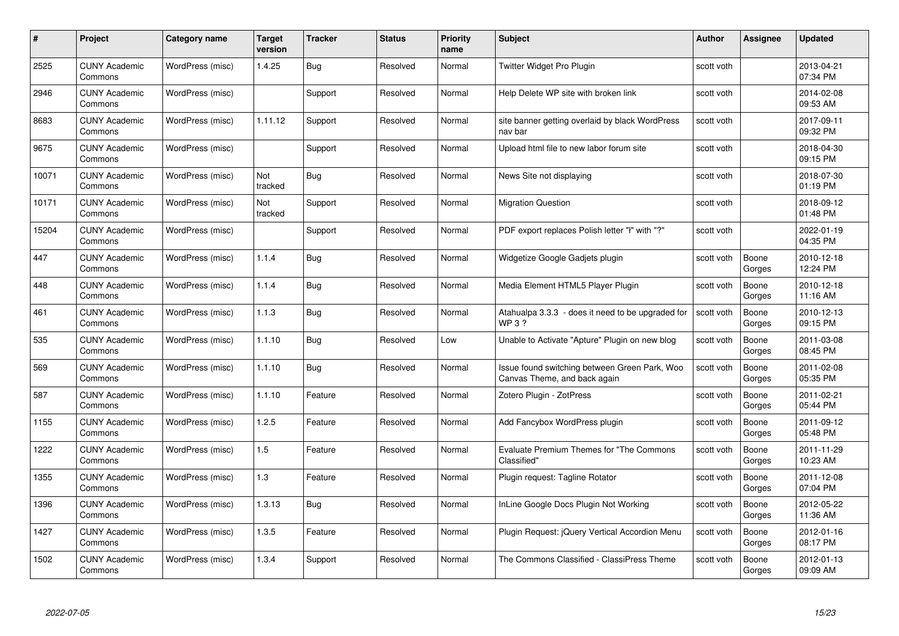| # | Project | Category name | Target version | Tracker | Status | Priority name | Subject | Author | Assignee | Updated |
|---|---|---|---|---|---|---|---|---|---|---|
| 2525 | CUNY Academic Commons | WordPress (misc) | 1.4.25 | Bug | Resolved | Normal | Twitter Widget Pro Plugin | scott voth | | 2013-04-21 07:34 PM |
| 2946 | CUNY Academic Commons | WordPress (misc) | | Support | Resolved | Normal | Help Delete WP site with broken link | scott voth | | 2014-02-08 09:53 AM |
| 8683 | CUNY Academic Commons | WordPress (misc) | 1.11.12 | Support | Resolved | Normal | site banner getting overlaid by black WordPress nav bar | scott voth | | 2017-09-11 09:32 PM |
| 9675 | CUNY Academic Commons | WordPress (misc) | | Support | Resolved | Normal | Upload html file to new labor forum site | scott voth | | 2018-04-30 09:15 PM |
| 10071 | CUNY Academic Commons | WordPress (misc) | Not tracked | Bug | Resolved | Normal | News Site not displaying | scott voth | | 2018-07-30 01:19 PM |
| 10171 | CUNY Academic Commons | WordPress (misc) | Not tracked | Support | Resolved | Normal | Migration Question | scott voth | | 2018-09-12 01:48 PM |
| 15204 | CUNY Academic Commons | WordPress (misc) | | Support | Resolved | Normal | PDF export replaces Polish letter "ł" with "?" | scott voth | | 2022-01-19 04:35 PM |
| 447 | CUNY Academic Commons | WordPress (misc) | 1.1.4 | Bug | Resolved | Normal | Widgetize Google Gadjets plugin | scott voth | Boone Gorges | 2010-12-18 12:24 PM |
| 448 | CUNY Academic Commons | WordPress (misc) | 1.1.4 | Bug | Resolved | Normal | Media Element HTML5 Player Plugin | scott voth | Boone Gorges | 2010-12-18 11:16 AM |
| 461 | CUNY Academic Commons | WordPress (misc) | 1.1.3 | Bug | Resolved | Normal | Atahualpa 3.3.3 - does it need to be upgraded for WP 3 ? | scott voth | Boone Gorges | 2010-12-13 09:15 PM |
| 535 | CUNY Academic Commons | WordPress (misc) | 1.1.10 | Bug | Resolved | Low | Unable to Activate "Apture" Plugin on new blog | scott voth | Boone Gorges | 2011-03-08 08:45 PM |
| 569 | CUNY Academic Commons | WordPress (misc) | 1.1.10 | Bug | Resolved | Normal | Issue found switching between Green Park, Woo Canvas Theme, and back again | scott voth | Boone Gorges | 2011-02-08 05:35 PM |
| 587 | CUNY Academic Commons | WordPress (misc) | 1.1.10 | Feature | Resolved | Normal | Zotero Plugin - ZotPress | scott voth | Boone Gorges | 2011-02-21 05:44 PM |
| 1155 | CUNY Academic Commons | WordPress (misc) | 1.2.5 | Feature | Resolved | Normal | Add Fancybox WordPress plugin | scott voth | Boone Gorges | 2011-09-12 05:48 PM |
| 1222 | CUNY Academic Commons | WordPress (misc) | 1.5 | Feature | Resolved | Normal | Evaluate Premium Themes for "The Commons Classified" | scott voth | Boone Gorges | 2011-11-29 10:23 AM |
| 1355 | CUNY Academic Commons | WordPress (misc) | 1.3 | Feature | Resolved | Normal | Plugin request: Tagline Rotator | scott voth | Boone Gorges | 2011-12-08 07:04 PM |
| 1396 | CUNY Academic Commons | WordPress (misc) | 1.3.13 | Bug | Resolved | Normal | InLine Google Docs Plugin Not Working | scott voth | Boone Gorges | 2012-05-22 11:36 AM |
| 1427 | CUNY Academic Commons | WordPress (misc) | 1.3.5 | Feature | Resolved | Normal | Plugin Request: jQuery Vertical Accordion Menu | scott voth | Boone Gorges | 2012-01-16 08:17 PM |
| 1502 | CUNY Academic Commons | WordPress (misc) | 1.3.4 | Support | Resolved | Normal | The Commons Classified - ClassiPress Theme | scott voth | Boone Gorges | 2012-01-13 09:09 AM |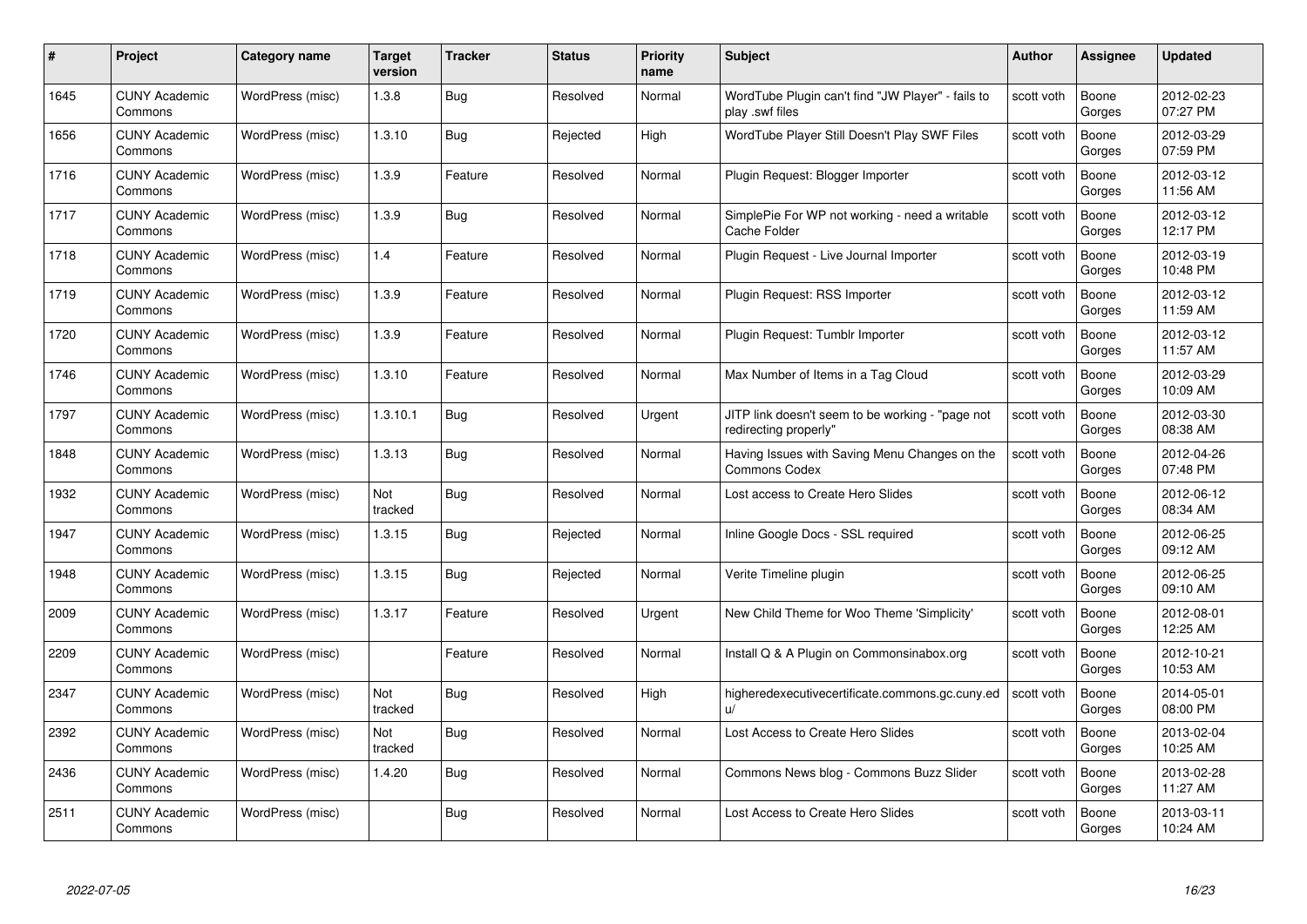| # | Project | Category name | Target version | Tracker | Status | Priority name | Subject | Author | Assignee | Updated |
|---|---|---|---|---|---|---|---|---|---|---|
| 1645 | CUNY Academic Commons | WordPress (misc) | 1.3.8 | Bug | Resolved | Normal | WordTube Plugin can't find "JW Player" - fails to play .swf files | scott voth | Boone Gorges | 2012-02-23 07:27 PM |
| 1656 | CUNY Academic Commons | WordPress (misc) | 1.3.10 | Bug | Rejected | High | WordTube Player Still Doesn't Play SWF Files | scott voth | Boone Gorges | 2012-03-29 07:59 PM |
| 1716 | CUNY Academic Commons | WordPress (misc) | 1.3.9 | Feature | Resolved | Normal | Plugin Request: Blogger Importer | scott voth | Boone Gorges | 2012-03-12 11:56 AM |
| 1717 | CUNY Academic Commons | WordPress (misc) | 1.3.9 | Bug | Resolved | Normal | SimplePie For WP not working - need a writable Cache Folder | scott voth | Boone Gorges | 2012-03-12 12:17 PM |
| 1718 | CUNY Academic Commons | WordPress (misc) | 1.4 | Feature | Resolved | Normal | Plugin Request - Live Journal Importer | scott voth | Boone Gorges | 2012-03-19 10:48 PM |
| 1719 | CUNY Academic Commons | WordPress (misc) | 1.3.9 | Feature | Resolved | Normal | Plugin Request: RSS Importer | scott voth | Boone Gorges | 2012-03-12 11:59 AM |
| 1720 | CUNY Academic Commons | WordPress (misc) | 1.3.9 | Feature | Resolved | Normal | Plugin Request: Tumblr Importer | scott voth | Boone Gorges | 2012-03-12 11:57 AM |
| 1746 | CUNY Academic Commons | WordPress (misc) | 1.3.10 | Feature | Resolved | Normal | Max Number of Items in a Tag Cloud | scott voth | Boone Gorges | 2012-03-29 10:09 AM |
| 1797 | CUNY Academic Commons | WordPress (misc) | 1.3.10.1 | Bug | Resolved | Urgent | JITP link doesn't seem to be working - "page not redirecting properly" | scott voth | Boone Gorges | 2012-03-30 08:38 AM |
| 1848 | CUNY Academic Commons | WordPress (misc) | 1.3.13 | Bug | Resolved | Normal | Having Issues with Saving Menu Changes on the Commons Codex | scott voth | Boone Gorges | 2012-04-26 07:48 PM |
| 1932 | CUNY Academic Commons | WordPress (misc) | Not tracked | Bug | Resolved | Normal | Lost access to Create Hero Slides | scott voth | Boone Gorges | 2012-06-12 08:34 AM |
| 1947 | CUNY Academic Commons | WordPress (misc) | 1.3.15 | Bug | Rejected | Normal | Inline Google Docs - SSL required | scott voth | Boone Gorges | 2012-06-25 09:12 AM |
| 1948 | CUNY Academic Commons | WordPress (misc) | 1.3.15 | Bug | Rejected | Normal | Verite Timeline plugin | scott voth | Boone Gorges | 2012-06-25 09:10 AM |
| 2009 | CUNY Academic Commons | WordPress (misc) | 1.3.17 | Feature | Resolved | Urgent | New Child Theme for Woo Theme 'Simplicity' | scott voth | Boone Gorges | 2012-08-01 12:25 AM |
| 2209 | CUNY Academic Commons | WordPress (misc) | | Feature | Resolved | Normal | Install Q & A Plugin on Commonsinabox.org | scott voth | Boone Gorges | 2012-10-21 10:53 AM |
| 2347 | CUNY Academic Commons | WordPress (misc) | Not tracked | Bug | Resolved | High | higheredexecutivecertificate.commons.gc.cuny.edu/ | scott voth | Boone Gorges | 2014-05-01 08:00 PM |
| 2392 | CUNY Academic Commons | WordPress (misc) | Not tracked | Bug | Resolved | Normal | Lost Access to Create Hero Slides | scott voth | Boone Gorges | 2013-02-04 10:25 AM |
| 2436 | CUNY Academic Commons | WordPress (misc) | 1.4.20 | Bug | Resolved | Normal | Commons News blog - Commons Buzz Slider | scott voth | Boone Gorges | 2013-02-28 11:27 AM |
| 2511 | CUNY Academic Commons | WordPress (misc) | | Bug | Resolved | Normal | Lost Access to Create Hero Slides | scott voth | Boone Gorges | 2013-03-11 10:24 AM |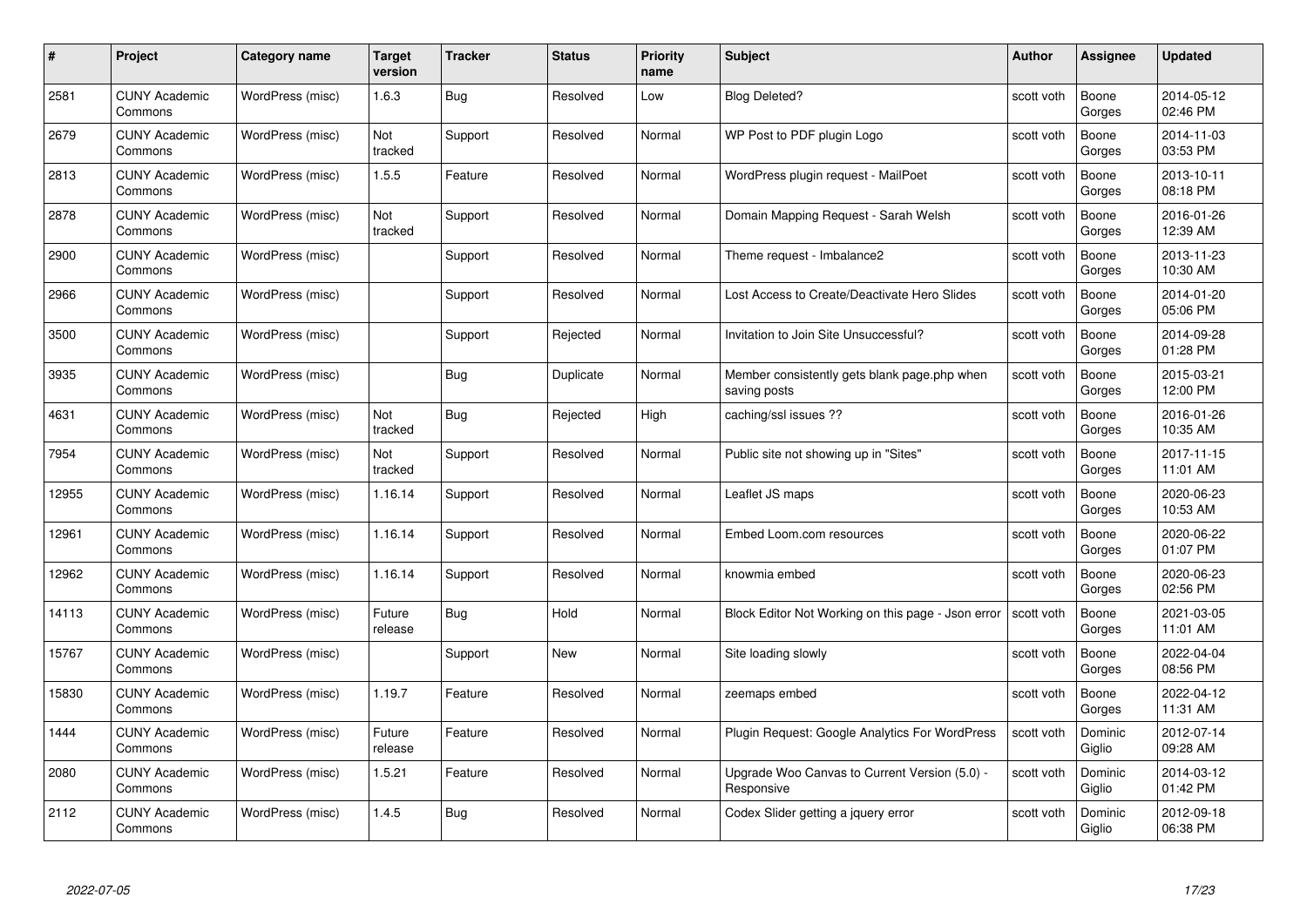| # | Project | Category name | Target version | Tracker | Status | Priority name | Subject | Author | Assignee | Updated |
|---|---|---|---|---|---|---|---|---|---|---|
| 2581 | CUNY Academic Commons | WordPress (misc) | 1.6.3 | Bug | Resolved | Low | Blog Deleted? | scott voth | Boone Gorges | 2014-05-12 02:46 PM |
| 2679 | CUNY Academic Commons | WordPress (misc) | Not tracked | Support | Resolved | Normal | WP Post to PDF plugin Logo | scott voth | Boone Gorges | 2014-11-03 03:53 PM |
| 2813 | CUNY Academic Commons | WordPress (misc) | 1.5.5 | Feature | Resolved | Normal | WordPress plugin request - MailPoet | scott voth | Boone Gorges | 2013-10-11 08:18 PM |
| 2878 | CUNY Academic Commons | WordPress (misc) | Not tracked | Support | Resolved | Normal | Domain Mapping Request - Sarah Welsh | scott voth | Boone Gorges | 2016-01-26 12:39 AM |
| 2900 | CUNY Academic Commons | WordPress (misc) | | Support | Resolved | Normal | Theme request - Imbalance2 | scott voth | Boone Gorges | 2013-11-23 10:30 AM |
| 2966 | CUNY Academic Commons | WordPress (misc) | | Support | Resolved | Normal | Lost Access to Create/Deactivate Hero Slides | scott voth | Boone Gorges | 2014-01-20 05:06 PM |
| 3500 | CUNY Academic Commons | WordPress (misc) | | Support | Rejected | Normal | Invitation to Join Site Unsuccessful? | scott voth | Boone Gorges | 2014-09-28 01:28 PM |
| 3935 | CUNY Academic Commons | WordPress (misc) | | Bug | Duplicate | Normal | Member consistently gets blank page.php when saving posts | scott voth | Boone Gorges | 2015-03-21 12:00 PM |
| 4631 | CUNY Academic Commons | WordPress (misc) | Not tracked | Bug | Rejected | High | caching/ssl issues ?? | scott voth | Boone Gorges | 2016-01-26 10:35 AM |
| 7954 | CUNY Academic Commons | WordPress (misc) | Not tracked | Support | Resolved | Normal | Public site not showing up in "Sites" | scott voth | Boone Gorges | 2017-11-15 11:01 AM |
| 12955 | CUNY Academic Commons | WordPress (misc) | 1.16.14 | Support | Resolved | Normal | Leaflet JS maps | scott voth | Boone Gorges | 2020-06-23 10:53 AM |
| 12961 | CUNY Academic Commons | WordPress (misc) | 1.16.14 | Support | Resolved | Normal | Embed Loom.com resources | scott voth | Boone Gorges | 2020-06-22 01:07 PM |
| 12962 | CUNY Academic Commons | WordPress (misc) | 1.16.14 | Support | Resolved | Normal | knowmia embed | scott voth | Boone Gorges | 2020-06-23 02:56 PM |
| 14113 | CUNY Academic Commons | WordPress (misc) | Future release | Bug | Hold | Normal | Block Editor Not Working on this page - Json error | scott voth | Boone Gorges | 2021-03-05 11:01 AM |
| 15767 | CUNY Academic Commons | WordPress (misc) | | Support | New | Normal | Site loading slowly | scott voth | Boone Gorges | 2022-04-04 08:56 PM |
| 15830 | CUNY Academic Commons | WordPress (misc) | 1.19.7 | Feature | Resolved | Normal | zeemaps embed | scott voth | Boone Gorges | 2022-04-12 11:31 AM |
| 1444 | CUNY Academic Commons | WordPress (misc) | Future release | Feature | Resolved | Normal | Plugin Request: Google Analytics For WordPress | scott voth | Dominic Giglio | 2012-07-14 09:28 AM |
| 2080 | CUNY Academic Commons | WordPress (misc) | 1.5.21 | Feature | Resolved | Normal | Upgrade Woo Canvas to Current Version (5.0) - Responsive | scott voth | Dominic Giglio | 2014-03-12 01:42 PM |
| 2112 | CUNY Academic Commons | WordPress (misc) | 1.4.5 | Bug | Resolved | Normal | Codex Slider getting a jquery error | scott voth | Dominic Giglio | 2012-09-18 06:38 PM |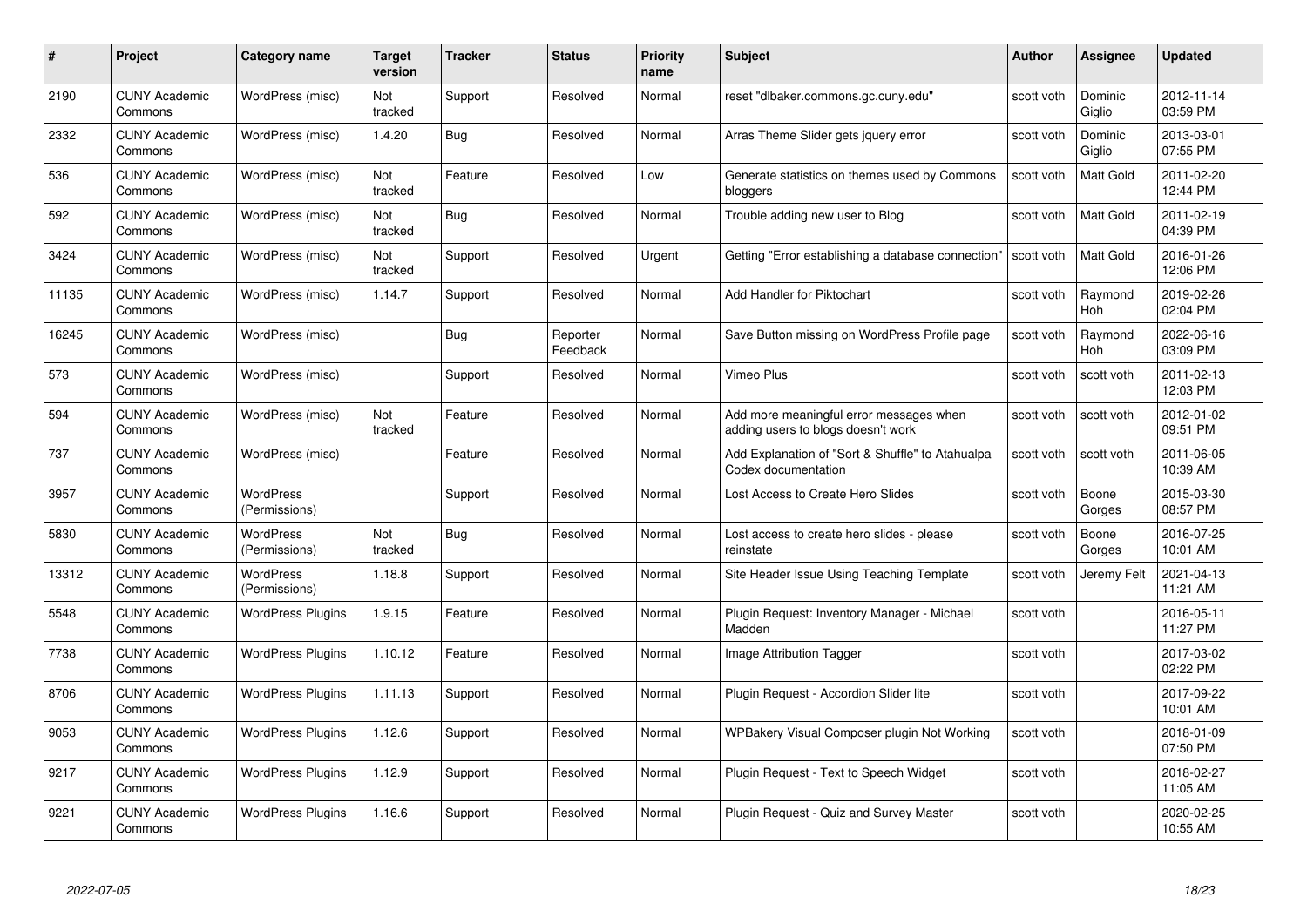| # | Project | Category name | Target version | Tracker | Status | Priority name | Subject | Author | Assignee | Updated |
|---|---|---|---|---|---|---|---|---|---|---|
| 2190 | CUNY Academic Commons | WordPress (misc) | Not tracked | Support | Resolved | Normal | reset "dlbaker.commons.gc.cuny.edu" | scott voth | Dominic Giglio | 2012-11-14 03:59 PM |
| 2332 | CUNY Academic Commons | WordPress (misc) | 1.4.20 | Bug | Resolved | Normal | Arras Theme Slider gets jquery error | scott voth | Dominic Giglio | 2013-03-01 07:55 PM |
| 536 | CUNY Academic Commons | WordPress (misc) | Not tracked | Feature | Resolved | Low | Generate statistics on themes used by Commons bloggers | scott voth | Matt Gold | 2011-02-20 12:44 PM |
| 592 | CUNY Academic Commons | WordPress (misc) | Not tracked | Bug | Resolved | Normal | Trouble adding new user to Blog | scott voth | Matt Gold | 2011-02-19 04:39 PM |
| 3424 | CUNY Academic Commons | WordPress (misc) | Not tracked | Support | Resolved | Urgent | Getting "Error establishing a database connection" | scott voth | Matt Gold | 2016-01-26 12:06 PM |
| 11135 | CUNY Academic Commons | WordPress (misc) | 1.14.7 | Support | Resolved | Normal | Add Handler for Piktochart | scott voth | Raymond Hoh | 2019-02-26 02:04 PM |
| 16245 | CUNY Academic Commons | WordPress (misc) | | Bug | Reporter Feedback | Normal | Save Button missing on WordPress Profile page | scott voth | Raymond Hoh | 2022-06-16 03:09 PM |
| 573 | CUNY Academic Commons | WordPress (misc) | | Support | Resolved | Normal | Vimeo Plus | scott voth | scott voth | 2011-02-13 12:03 PM |
| 594 | CUNY Academic Commons | WordPress (misc) | Not tracked | Feature | Resolved | Normal | Add more meaningful error messages when adding users to blogs doesn't work | scott voth | scott voth | 2012-01-02 09:51 PM |
| 737 | CUNY Academic Commons | WordPress (misc) | | Feature | Resolved | Normal | Add Explanation of "Sort & Shuffle" to Atahualpa Codex documentation | scott voth | scott voth | 2011-06-05 10:39 AM |
| 3957 | CUNY Academic Commons | WordPress (Permissions) | | Support | Resolved | Normal | Lost Access to Create Hero Slides | scott voth | Boone Gorges | 2015-03-30 08:57 PM |
| 5830 | CUNY Academic Commons | WordPress (Permissions) | Not tracked | Bug | Resolved | Normal | Lost access to create hero slides - please reinstate | scott voth | Boone Gorges | 2016-07-25 10:01 AM |
| 13312 | CUNY Academic Commons | WordPress (Permissions) | 1.18.8 | Support | Resolved | Normal | Site Header Issue Using Teaching Template | scott voth | Jeremy Felt | 2021-04-13 11:21 AM |
| 5548 | CUNY Academic Commons | WordPress Plugins | 1.9.15 | Feature | Resolved | Normal | Plugin Request: Inventory Manager - Michael Madden | scott voth | | 2016-05-11 11:27 PM |
| 7738 | CUNY Academic Commons | WordPress Plugins | 1.10.12 | Feature | Resolved | Normal | Image Attribution Tagger | scott voth | | 2017-03-02 02:22 PM |
| 8706 | CUNY Academic Commons | WordPress Plugins | 1.11.13 | Support | Resolved | Normal | Plugin Request - Accordion Slider lite | scott voth | | 2017-09-22 10:01 AM |
| 9053 | CUNY Academic Commons | WordPress Plugins | 1.12.6 | Support | Resolved | Normal | WPBakery Visual Composer plugin Not Working | scott voth | | 2018-01-09 07:50 PM |
| 9217 | CUNY Academic Commons | WordPress Plugins | 1.12.9 | Support | Resolved | Normal | Plugin Request - Text to Speech Widget | scott voth | | 2018-02-27 11:05 AM |
| 9221 | CUNY Academic Commons | WordPress Plugins | 1.16.6 | Support | Resolved | Normal | Plugin Request - Quiz and Survey Master | scott voth | | 2020-02-25 10:55 AM |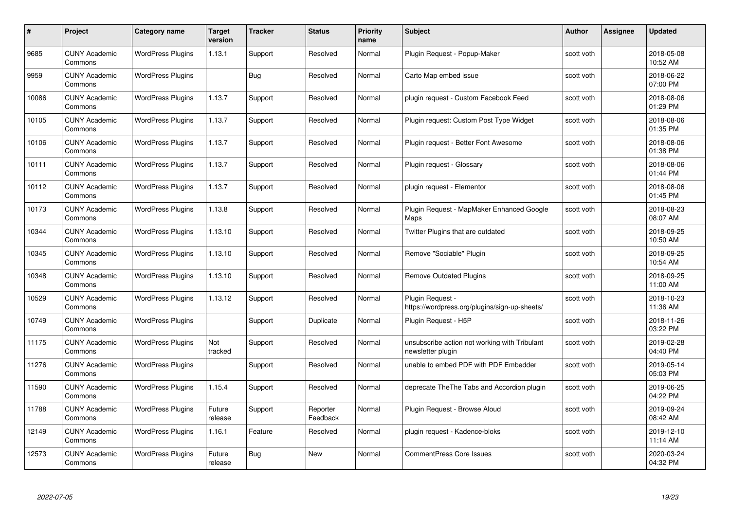| # | Project | Category name | Target version | Tracker | Status | Priority name | Subject | Author | Assignee | Updated |
|---|---|---|---|---|---|---|---|---|---|---|
| 9685 | CUNY Academic Commons | WordPress Plugins | 1.13.1 | Support | Resolved | Normal | Plugin Request - Popup-Maker | scott voth | | 2018-05-08 10:52 AM |
| 9959 | CUNY Academic Commons | WordPress Plugins | | Bug | Resolved | Normal | Carto Map embed issue | scott voth | | 2018-06-22 07:00 PM |
| 10086 | CUNY Academic Commons | WordPress Plugins | 1.13.7 | Support | Resolved | Normal | plugin request - Custom Facebook Feed | scott voth | | 2018-08-06 01:29 PM |
| 10105 | CUNY Academic Commons | WordPress Plugins | 1.13.7 | Support | Resolved | Normal | Plugin request: Custom Post Type Widget | scott voth | | 2018-08-06 01:35 PM |
| 10106 | CUNY Academic Commons | WordPress Plugins | 1.13.7 | Support | Resolved | Normal | Plugin request - Better Font Awesome | scott voth | | 2018-08-06 01:38 PM |
| 10111 | CUNY Academic Commons | WordPress Plugins | 1.13.7 | Support | Resolved | Normal | Plugin request - Glossary | scott voth | | 2018-08-06 01:44 PM |
| 10112 | CUNY Academic Commons | WordPress Plugins | 1.13.7 | Support | Resolved | Normal | plugin request - Elementor | scott voth | | 2018-08-06 01:45 PM |
| 10173 | CUNY Academic Commons | WordPress Plugins | 1.13.8 | Support | Resolved | Normal | Plugin Request - MapMaker Enhanced Google Maps | scott voth | | 2018-08-23 08:07 AM |
| 10344 | CUNY Academic Commons | WordPress Plugins | 1.13.10 | Support | Resolved | Normal | Twitter Plugins that are outdated | scott voth | | 2018-09-25 10:50 AM |
| 10345 | CUNY Academic Commons | WordPress Plugins | 1.13.10 | Support | Resolved | Normal | Remove "Sociable" Plugin | scott voth | | 2018-09-25 10:54 AM |
| 10348 | CUNY Academic Commons | WordPress Plugins | 1.13.10 | Support | Resolved | Normal | Remove Outdated Plugins | scott voth | | 2018-09-25 11:00 AM |
| 10529 | CUNY Academic Commons | WordPress Plugins | 1.13.12 | Support | Resolved | Normal | Plugin Request - https://wordpress.org/plugins/sign-up-sheets/ | scott voth | | 2018-10-23 11:36 AM |
| 10749 | CUNY Academic Commons | WordPress Plugins | | Support | Duplicate | Normal | Plugin Request - H5P | scott voth | | 2018-11-26 03:22 PM |
| 11175 | CUNY Academic Commons | WordPress Plugins | Not tracked | Support | Resolved | Normal | unsubscribe action not working with Tribulant newsletter plugin | scott voth | | 2019-02-28 04:40 PM |
| 11276 | CUNY Academic Commons | WordPress Plugins | | Support | Resolved | Normal | unable to embed PDF with PDF Embedder | scott voth | | 2019-05-14 05:03 PM |
| 11590 | CUNY Academic Commons | WordPress Plugins | 1.15.4 | Support | Resolved | Normal | deprecate TheThe Tabs and Accordion plugin | scott voth | | 2019-06-25 04:22 PM |
| 11788 | CUNY Academic Commons | WordPress Plugins | Future release | Support | Reporter Feedback | Normal | Plugin Request - Browse Aloud | scott voth | | 2019-09-24 08:42 AM |
| 12149 | CUNY Academic Commons | WordPress Plugins | 1.16.1 | Feature | Resolved | Normal | plugin request - Kadence-bloks | scott voth | | 2019-12-10 11:14 AM |
| 12573 | CUNY Academic Commons | WordPress Plugins | Future release | Bug | New | Normal | CommentPress Core Issues | scott voth | | 2020-03-24 04:32 PM |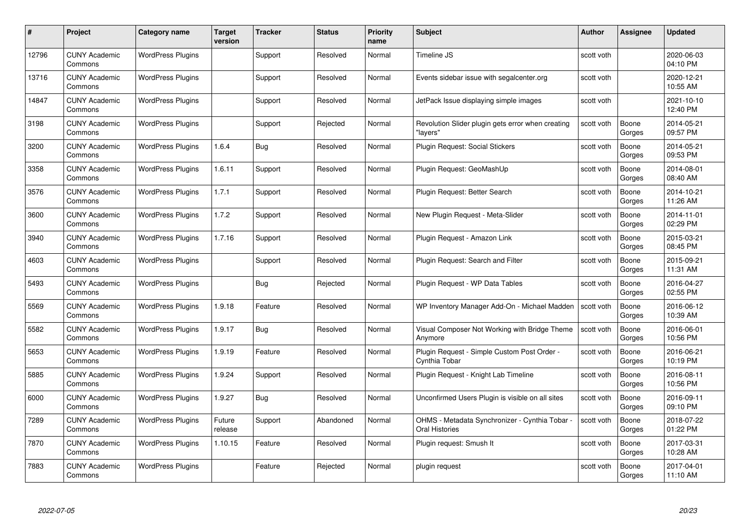| # | Project | Category name | Target version | Tracker | Status | Priority name | Subject | Author | Assignee | Updated |
|---|---|---|---|---|---|---|---|---|---|---|
| 12796 | CUNY Academic Commons | WordPress Plugins | | Support | Resolved | Normal | Timeline JS | scott voth | | 2020-06-03 04:10 PM |
| 13716 | CUNY Academic Commons | WordPress Plugins | | Support | Resolved | Normal | Events sidebar issue with segalcenter.org | scott voth | | 2020-12-21 10:55 AM |
| 14847 | CUNY Academic Commons | WordPress Plugins | | Support | Resolved | Normal | JetPack Issue displaying simple images | scott voth | | 2021-10-10 12:40 PM |
| 3198 | CUNY Academic Commons | WordPress Plugins | | Support | Rejected | Normal | Revolution Slider plugin gets error when creating "layers" | scott voth | Boone Gorges | 2014-05-21 09:57 PM |
| 3200 | CUNY Academic Commons | WordPress Plugins | 1.6.4 | Bug | Resolved | Normal | Plugin Request: Social Stickers | scott voth | Boone Gorges | 2014-05-21 09:53 PM |
| 3358 | CUNY Academic Commons | WordPress Plugins | 1.6.11 | Support | Resolved | Normal | Plugin Request: GeoMashUp | scott voth | Boone Gorges | 2014-08-01 08:40 AM |
| 3576 | CUNY Academic Commons | WordPress Plugins | 1.7.1 | Support | Resolved | Normal | Plugin Request: Better Search | scott voth | Boone Gorges | 2014-10-21 11:26 AM |
| 3600 | CUNY Academic Commons | WordPress Plugins | 1.7.2 | Support | Resolved | Normal | New Plugin Request - Meta-Slider | scott voth | Boone Gorges | 2014-11-01 02:29 PM |
| 3940 | CUNY Academic Commons | WordPress Plugins | 1.7.16 | Support | Resolved | Normal | Plugin Request - Amazon Link | scott voth | Boone Gorges | 2015-03-21 08:45 PM |
| 4603 | CUNY Academic Commons | WordPress Plugins | | Support | Resolved | Normal | Plugin Request: Search and Filter | scott voth | Boone Gorges | 2015-09-21 11:31 AM |
| 5493 | CUNY Academic Commons | WordPress Plugins | | Bug | Rejected | Normal | Plugin Request - WP Data Tables | scott voth | Boone Gorges | 2016-04-27 02:55 PM |
| 5569 | CUNY Academic Commons | WordPress Plugins | 1.9.18 | Feature | Resolved | Normal | WP Inventory Manager Add-On - Michael Madden | scott voth | Boone Gorges | 2016-06-12 10:39 AM |
| 5582 | CUNY Academic Commons | WordPress Plugins | 1.9.17 | Bug | Resolved | Normal | Visual Composer Not Working with Bridge Theme Anymore | scott voth | Boone Gorges | 2016-06-01 10:56 PM |
| 5653 | CUNY Academic Commons | WordPress Plugins | 1.9.19 | Feature | Resolved | Normal | Plugin Request - Simple Custom Post Order - Cynthia Tobar | scott voth | Boone Gorges | 2016-06-21 10:19 PM |
| 5885 | CUNY Academic Commons | WordPress Plugins | 1.9.24 | Support | Resolved | Normal | Plugin Request - Knight Lab Timeline | scott voth | Boone Gorges | 2016-08-11 10:56 PM |
| 6000 | CUNY Academic Commons | WordPress Plugins | 1.9.27 | Bug | Resolved | Normal | Unconfirmed Users Plugin is visible on all sites | scott voth | Boone Gorges | 2016-09-11 09:10 PM |
| 7289 | CUNY Academic Commons | WordPress Plugins | Future release | Support | Abandoned | Normal | OHMS - Metadata Synchronizer - Cynthia Tobar - Oral Histories | scott voth | Boone Gorges | 2018-07-22 01:22 PM |
| 7870 | CUNY Academic Commons | WordPress Plugins | 1.10.15 | Feature | Resolved | Normal | Plugin request: Smush It | scott voth | Boone Gorges | 2017-03-31 10:28 AM |
| 7883 | CUNY Academic Commons | WordPress Plugins | | Feature | Rejected | Normal | plugin request | scott voth | Boone Gorges | 2017-04-01 11:10 AM |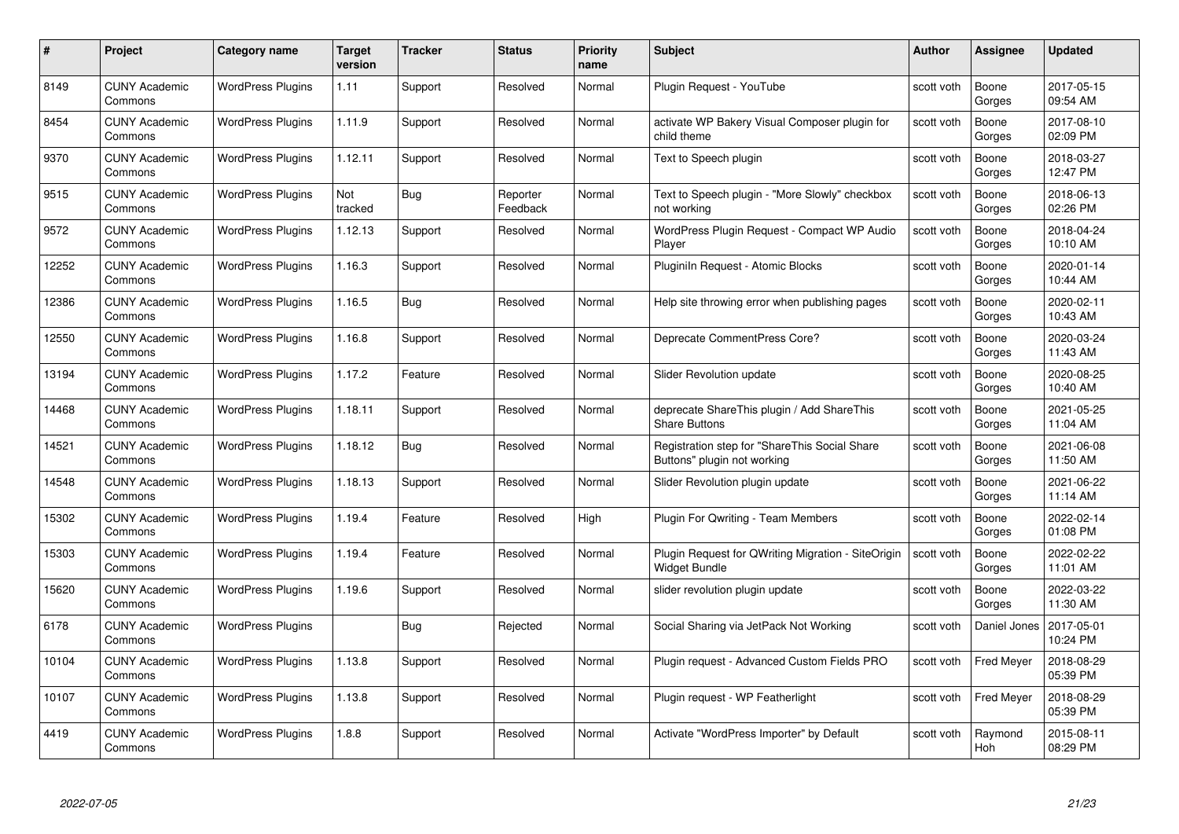| # | Project | Category name | Target version | Tracker | Status | Priority name | Subject | Author | Assignee | Updated |
|---|---|---|---|---|---|---|---|---|---|---|
| 8149 | CUNY Academic Commons | WordPress Plugins | 1.11 | Support | Resolved | Normal | Plugin Request - YouTube | scott voth | Boone Gorges | 2017-05-15 09:54 AM |
| 8454 | CUNY Academic Commons | WordPress Plugins | 1.11.9 | Support | Resolved | Normal | activate WP Bakery Visual Composer plugin for child theme | scott voth | Boone Gorges | 2017-08-10 02:09 PM |
| 9370 | CUNY Academic Commons | WordPress Plugins | 1.12.11 | Support | Resolved | Normal | Text to Speech plugin | scott voth | Boone Gorges | 2018-03-27 12:47 PM |
| 9515 | CUNY Academic Commons | WordPress Plugins | Not tracked | Bug | Reporter Feedback | Normal | Text to Speech plugin - "More Slowly" checkbox not working | scott voth | Boone Gorges | 2018-06-13 02:26 PM |
| 9572 | CUNY Academic Commons | WordPress Plugins | 1.12.13 | Support | Resolved | Normal | WordPress Plugin Request - Compact WP Audio Player | scott voth | Boone Gorges | 2018-04-24 10:10 AM |
| 12252 | CUNY Academic Commons | WordPress Plugins | 1.16.3 | Support | Resolved | Normal | Pluginln Request - Atomic Blocks | scott voth | Boone Gorges | 2020-01-14 10:44 AM |
| 12386 | CUNY Academic Commons | WordPress Plugins | 1.16.5 | Bug | Resolved | Normal | Help site throwing error when publishing pages | scott voth | Boone Gorges | 2020-02-11 10:43 AM |
| 12550 | CUNY Academic Commons | WordPress Plugins | 1.16.8 | Support | Resolved | Normal | Deprecate CommentPress Core? | scott voth | Boone Gorges | 2020-03-24 11:43 AM |
| 13194 | CUNY Academic Commons | WordPress Plugins | 1.17.2 | Feature | Resolved | Normal | Slider Revolution update | scott voth | Boone Gorges | 2020-08-25 10:40 AM |
| 14468 | CUNY Academic Commons | WordPress Plugins | 1.18.11 | Support | Resolved | Normal | deprecate ShareThis plugin / Add ShareThis Share Buttons | scott voth | Boone Gorges | 2021-05-25 11:04 AM |
| 14521 | CUNY Academic Commons | WordPress Plugins | 1.18.12 | Bug | Resolved | Normal | Registration step for "ShareThis Social Share Buttons" plugin not working | scott voth | Boone Gorges | 2021-06-08 11:50 AM |
| 14548 | CUNY Academic Commons | WordPress Plugins | 1.18.13 | Support | Resolved | Normal | Slider Revolution plugin update | scott voth | Boone Gorges | 2021-06-22 11:14 AM |
| 15302 | CUNY Academic Commons | WordPress Plugins | 1.19.4 | Feature | Resolved | High | Plugin For Qwriting - Team Members | scott voth | Boone Gorges | 2022-02-14 01:08 PM |
| 15303 | CUNY Academic Commons | WordPress Plugins | 1.19.4 | Feature | Resolved | Normal | Plugin Request for QWriting Migration - SiteOrigin Widget Bundle | scott voth | Boone Gorges | 2022-02-22 11:01 AM |
| 15620 | CUNY Academic Commons | WordPress Plugins | 1.19.6 | Support | Resolved | Normal | slider revolution plugin update | scott voth | Boone Gorges | 2022-03-22 11:30 AM |
| 6178 | CUNY Academic Commons | WordPress Plugins | | Bug | Rejected | Normal | Social Sharing via JetPack Not Working | scott voth | Daniel Jones | 2017-05-01 10:24 PM |
| 10104 | CUNY Academic Commons | WordPress Plugins | 1.13.8 | Support | Resolved | Normal | Plugin request - Advanced Custom Fields PRO | scott voth | Fred Meyer | 2018-08-29 05:39 PM |
| 10107 | CUNY Academic Commons | WordPress Plugins | 1.13.8 | Support | Resolved | Normal | Plugin request - WP Featherlight | scott voth | Fred Meyer | 2018-08-29 05:39 PM |
| 4419 | CUNY Academic Commons | WordPress Plugins | 1.8.8 | Support | Resolved | Normal | Activate "WordPress Importer" by Default | scott voth | Raymond Hoh | 2015-08-11 08:29 PM |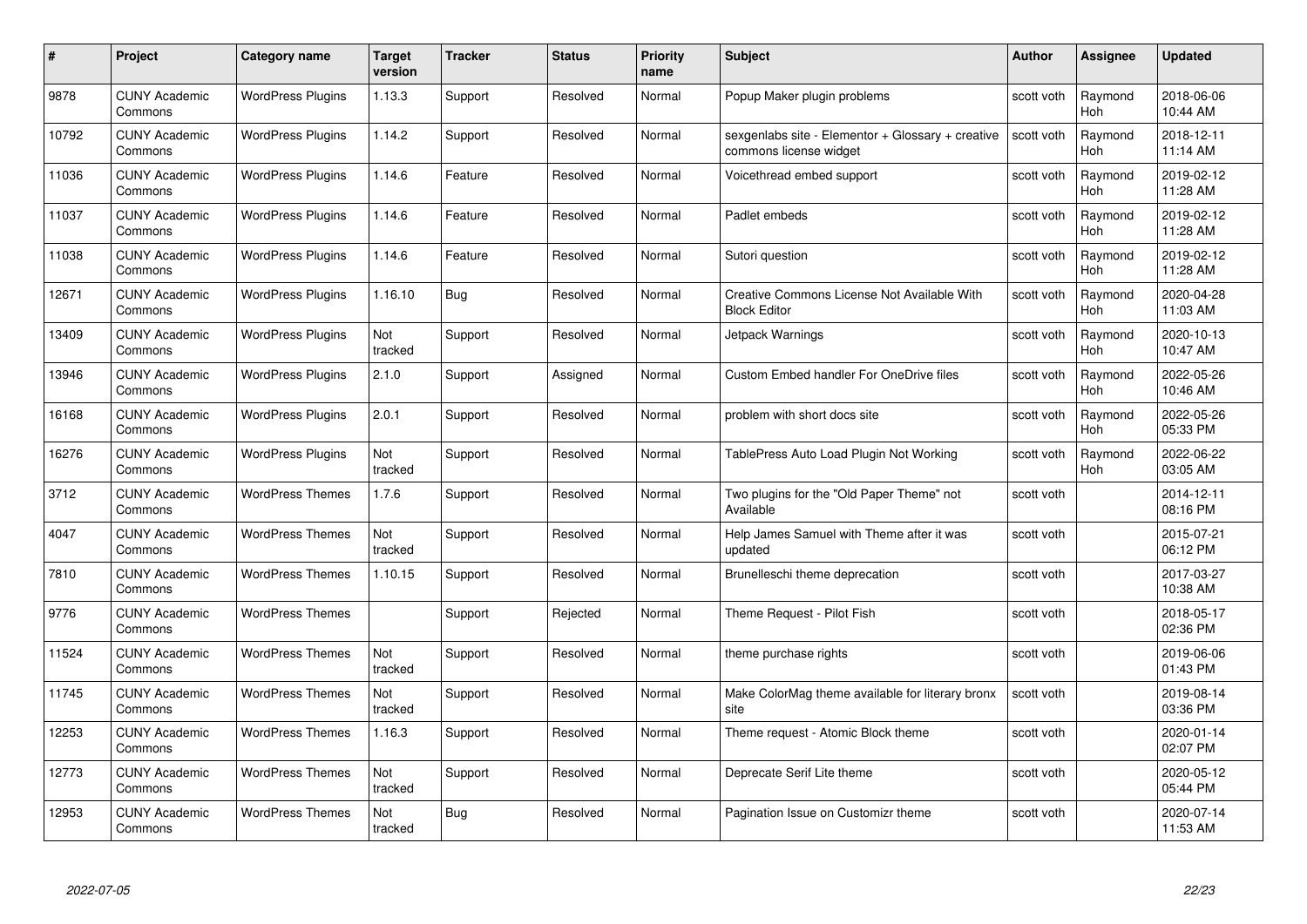| # | Project | Category name | Target version | Tracker | Status | Priority name | Subject | Author | Assignee | Updated |
|---|---|---|---|---|---|---|---|---|---|---|
| 9878 | CUNY Academic Commons | WordPress Plugins | 1.13.3 | Support | Resolved | Normal | Popup Maker plugin problems | scott voth | Raymond Hoh | 2018-06-06 10:44 AM |
| 10792 | CUNY Academic Commons | WordPress Plugins | 1.14.2 | Support | Resolved | Normal | sexgenlabs site - Elementor + Glossary + creative commons license widget | scott voth | Raymond Hoh | 2018-12-11 11:14 AM |
| 11036 | CUNY Academic Commons | WordPress Plugins | 1.14.6 | Feature | Resolved | Normal | Voicethread embed support | scott voth | Raymond Hoh | 2019-02-12 11:28 AM |
| 11037 | CUNY Academic Commons | WordPress Plugins | 1.14.6 | Feature | Resolved | Normal | Padlet embeds | scott voth | Raymond Hoh | 2019-02-12 11:28 AM |
| 11038 | CUNY Academic Commons | WordPress Plugins | 1.14.6 | Feature | Resolved | Normal | Sutori question | scott voth | Raymond Hoh | 2019-02-12 11:28 AM |
| 12671 | CUNY Academic Commons | WordPress Plugins | 1.16.10 | Bug | Resolved | Normal | Creative Commons License Not Available With Block Editor | scott voth | Raymond Hoh | 2020-04-28 11:03 AM |
| 13409 | CUNY Academic Commons | WordPress Plugins | Not tracked | Support | Resolved | Normal | Jetpack Warnings | scott voth | Raymond Hoh | 2020-10-13 10:47 AM |
| 13946 | CUNY Academic Commons | WordPress Plugins | 2.1.0 | Support | Assigned | Normal | Custom Embed handler For OneDrive files | scott voth | Raymond Hoh | 2022-05-26 10:46 AM |
| 16168 | CUNY Academic Commons | WordPress Plugins | 2.0.1 | Support | Resolved | Normal | problem with short docs site | scott voth | Raymond Hoh | 2022-05-26 05:33 PM |
| 16276 | CUNY Academic Commons | WordPress Plugins | Not tracked | Support | Resolved | Normal | TablePress Auto Load Plugin Not Working | scott voth | Raymond Hoh | 2022-06-22 03:05 AM |
| 3712 | CUNY Academic Commons | WordPress Themes | 1.7.6 | Support | Resolved | Normal | Two plugins for the "Old Paper Theme" not Available | scott voth | | 2014-12-11 08:16 PM |
| 4047 | CUNY Academic Commons | WordPress Themes | Not tracked | Support | Resolved | Normal | Help James Samuel with Theme after it was updated | scott voth | | 2015-07-21 06:12 PM |
| 7810 | CUNY Academic Commons | WordPress Themes | 1.10.15 | Support | Resolved | Normal | Brunelleschi theme deprecation | scott voth | | 2017-03-27 10:38 AM |
| 9776 | CUNY Academic Commons | WordPress Themes | | Support | Rejected | Normal | Theme Request - Pilot Fish | scott voth | | 2018-05-17 02:36 PM |
| 11524 | CUNY Academic Commons | WordPress Themes | Not tracked | Support | Resolved | Normal | theme purchase rights | scott voth | | 2019-06-06 01:43 PM |
| 11745 | CUNY Academic Commons | WordPress Themes | Not tracked | Support | Resolved | Normal | Make ColorMag theme available for literary bronx site | scott voth | | 2019-08-14 03:36 PM |
| 12253 | CUNY Academic Commons | WordPress Themes | 1.16.3 | Support | Resolved | Normal | Theme request - Atomic Block theme | scott voth | | 2020-01-14 02:07 PM |
| 12773 | CUNY Academic Commons | WordPress Themes | Not tracked | Support | Resolved | Normal | Deprecate Serif Lite theme | scott voth | | 2020-05-12 05:44 PM |
| 12953 | CUNY Academic Commons | WordPress Themes | Not tracked | Bug | Resolved | Normal | Pagination Issue on Customizr theme | scott voth | | 2020-07-14 11:53 AM |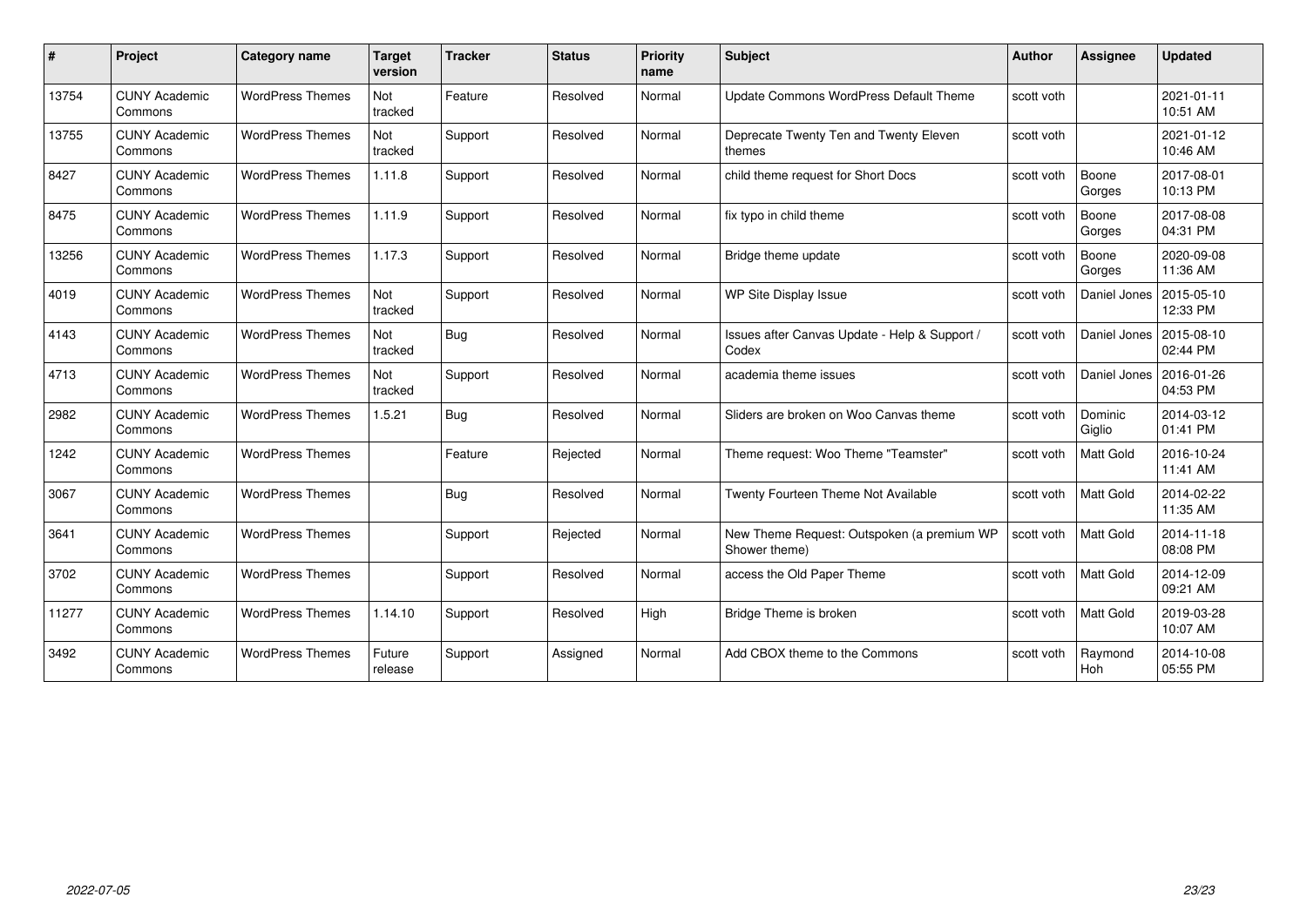| # | Project | Category name | Target version | Tracker | Status | Priority name | Subject | Author | Assignee | Updated |
|---|---|---|---|---|---|---|---|---|---|---|
| 13754 | CUNY Academic Commons | WordPress Themes | Not tracked | Feature | Resolved | Normal | Update Commons WordPress Default Theme | scott voth | | 2021-01-11 10:51 AM |
| 13755 | CUNY Academic Commons | WordPress Themes | Not tracked | Support | Resolved | Normal | Deprecate Twenty Ten and Twenty Eleven themes | scott voth | | 2021-01-12 10:46 AM |
| 8427 | CUNY Academic Commons | WordPress Themes | 1.11.8 | Support | Resolved | Normal | child theme request for Short Docs | scott voth | Boone Gorges | 2017-08-01 10:13 PM |
| 8475 | CUNY Academic Commons | WordPress Themes | 1.11.9 | Support | Resolved | Normal | fix typo in child theme | scott voth | Boone Gorges | 2017-08-08 04:31 PM |
| 13256 | CUNY Academic Commons | WordPress Themes | 1.17.3 | Support | Resolved | Normal | Bridge theme update | scott voth | Boone Gorges | 2020-09-08 11:36 AM |
| 4019 | CUNY Academic Commons | WordPress Themes | Not tracked | Support | Resolved | Normal | WP Site Display Issue | scott voth | Daniel Jones | 2015-05-10 12:33 PM |
| 4143 | CUNY Academic Commons | WordPress Themes | Not tracked | Bug | Resolved | Normal | Issues after Canvas Update - Help & Support / Codex | scott voth | Daniel Jones | 2015-08-10 02:44 PM |
| 4713 | CUNY Academic Commons | WordPress Themes | Not tracked | Support | Resolved | Normal | academia theme issues | scott voth | Daniel Jones | 2016-01-26 04:53 PM |
| 2982 | CUNY Academic Commons | WordPress Themes | 1.5.21 | Bug | Resolved | Normal | Sliders are broken on Woo Canvas theme | scott voth | Dominic Giglio | 2014-03-12 01:41 PM |
| 1242 | CUNY Academic Commons | WordPress Themes | | Feature | Rejected | Normal | Theme request: Woo Theme "Teamster" | scott voth | Matt Gold | 2016-10-24 11:41 AM |
| 3067 | CUNY Academic Commons | WordPress Themes | | Bug | Resolved | Normal | Twenty Fourteen Theme Not Available | scott voth | Matt Gold | 2014-02-22 11:35 AM |
| 3641 | CUNY Academic Commons | WordPress Themes | | Support | Rejected | Normal | New Theme Request: Outspoken (a premium WP Shower theme) | scott voth | Matt Gold | 2014-11-18 08:08 PM |
| 3702 | CUNY Academic Commons | WordPress Themes | | Support | Resolved | Normal | access the Old Paper Theme | scott voth | Matt Gold | 2014-12-09 09:21 AM |
| 11277 | CUNY Academic Commons | WordPress Themes | 1.14.10 | Support | Resolved | High | Bridge Theme is broken | scott voth | Matt Gold | 2019-03-28 10:07 AM |
| 3492 | CUNY Academic Commons | WordPress Themes | Future release | Support | Assigned | Normal | Add CBOX theme to the Commons | scott voth | Raymond Hoh | 2014-10-08 05:55 PM |